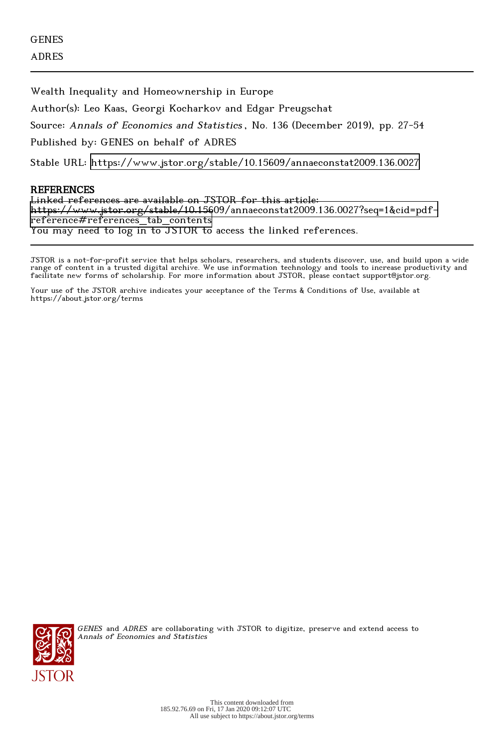GENES

ADRES

---

Wealth Inequality and Homeownership in Europe

Author(s): Leo Kaas, Georgi Kocharkov and Edgar Preugschat

Source: *Annals of Economics and Statistics*, No. 136 (December 2019), pp. 27-54

Published by: GENES on behalf of ADRES

Stable URL: https://www.jstor.org/stable/10.15609/annaeconstat2009.136.0027

## REFERENCES

Linked references are available on JSTOR for this article:
https://www.jstor.org/stable/10.15609/annaeconstat2009.136.0027?seq=1&cid=pdf-reference#references_tab_contents
You may need to log in to JSTOR to access the linked references.

---

JSTOR is a not-for-profit service that helps scholars, researchers, and students discover, use, and build upon a wide range of content in a trusted digital archive. We use information technology and tools to increase productivity and facilitate new forms of scholarship. For more information about JSTOR, please contact support@jstor.org.

Your use of the JSTOR archive indicates your acceptance of the Terms & Conditions of Use, available at https://about.jstor.org/terms

*GENES* and *ADRES* are collaborating with JSTOR to digitize, preserve and extend access to *Annals of Economics and Statistics*

This content downloaded from 185.92.76.69 on Fri, 17 Jan 2020 09:12:07 UTC
All use subject to https://about.jstor.org/terms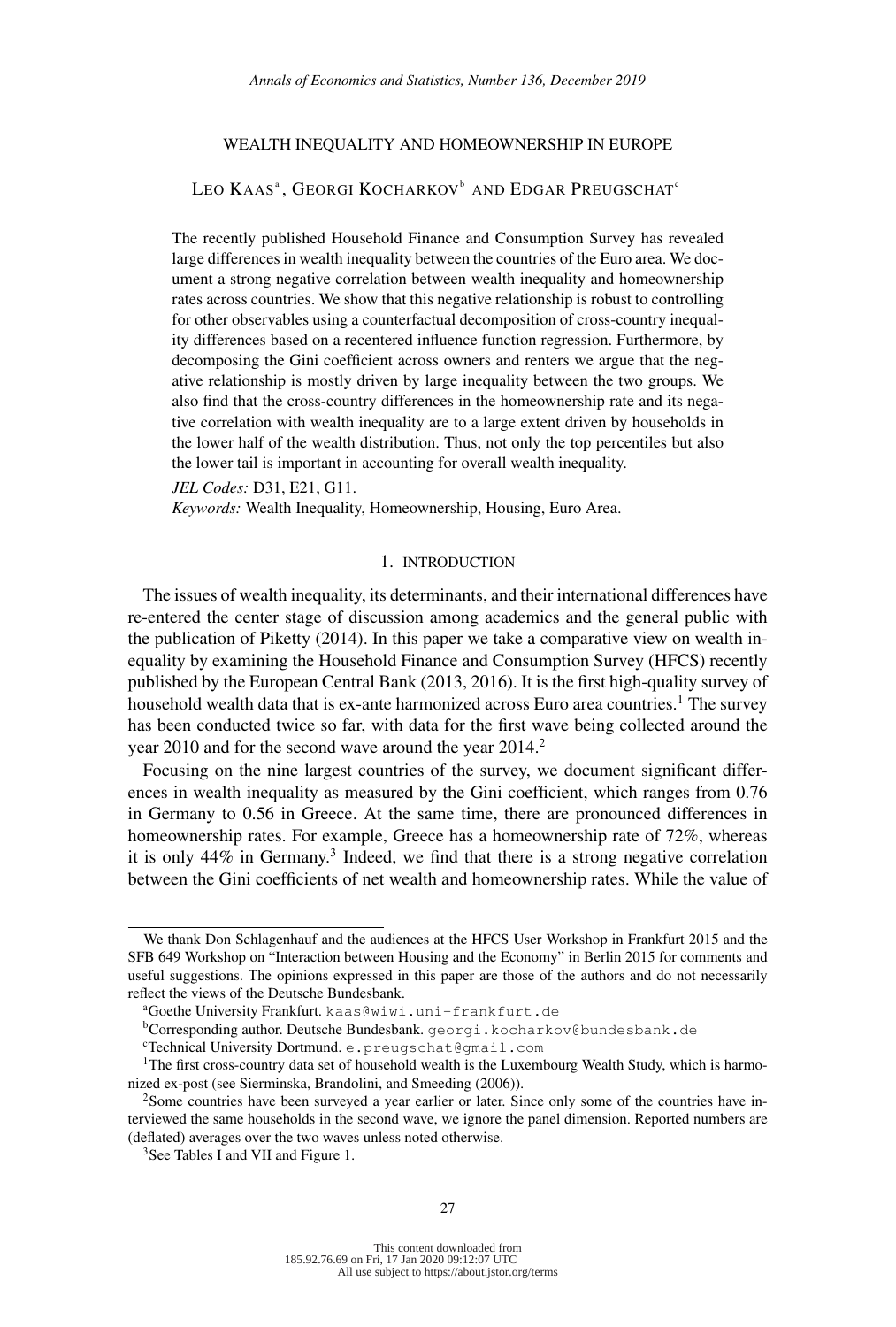# WEALTH INEQUALITY AND HOMEOWNERSHIP IN EUROPE

LEO KAAS[a], GEORGI KOCHARKOV[b] AND EDGAR PREUGSCHAT[c]

The recently published Household Finance and Consumption Survey has revealed large differences in wealth inequality between the countries of the Euro area. We document a strong negative correlation between wealth inequality and homeownership rates across countries. We show that this negative relationship is robust to controlling for other observables using a counterfactual decomposition of cross-country inequality differences based on a recentered influence function regression. Furthermore, by decomposing the Gini coefficient across owners and renters we argue that the negative relationship is mostly driven by large inequality between the two groups. We also find that the cross-country differences in the homeownership rate and its negative correlation with wealth inequality are to a large extent driven by households in the lower half of the wealth distribution. Thus, not only the top percentiles but also the lower tail is important in accounting for overall wealth inequality.

*JEL Codes:* D31, E21, G11.

*Keywords:* Wealth Inequality, Homeownership, Housing, Euro Area.

## 1. INTRODUCTION

The issues of wealth inequality, its determinants, and their international differences have re-entered the center stage of discussion among academics and the general public with the publication of Piketty (2014). In this paper we take a comparative view on wealth inequality by examining the Household Finance and Consumption Survey (HFCS) recently published by the European Central Bank (2013, 2016). It is the first high-quality survey of household wealth data that is ex-ante harmonized across Euro area countries.[1] The survey has been conducted twice so far, with data for the first wave being collected around the year 2010 and for the second wave around the year 2014.[2]

Focusing on the nine largest countries of the survey, we document significant differences in wealth inequality as measured by the Gini coefficient, which ranges from 0.76 in Germany to 0.56 in Greece. At the same time, there are pronounced differences in homeownership rates. For example, Greece has a homeownership rate of 72%, whereas it is only 44% in Germany.[3] Indeed, we find that there is a strong negative correlation between the Gini coefficients of net wealth and homeownership rates. While the value of

---

We thank Don Schlagenhauf and the audiences at the HFCS User Workshop in Frankfurt 2015 and the SFB 649 Workshop on "Interaction between Housing and the Economy" in Berlin 2015 for comments and useful suggestions. The opinions expressed in this paper are those of the authors and do not necessarily reflect the views of the Deutsche Bundesbank.

[a]Goethe University Frankfurt. kaas@wiwi.uni-frankfurt.de

[b]Corresponding author. Deutsche Bundesbank. georgi.kocharkov@bundesbank.de

[c]Technical University Dortmund. e.preugschat@gmail.com

[1]The first cross-country data set of household wealth is the Luxembourg Wealth Study, which is harmonized ex-post (see Sierminska, Brandolini, and Smeeding (2006)).

[2]Some countries have been surveyed a year earlier or later. Since only some of the countries have interviewed the same households in the second wave, we ignore the panel dimension. Reported numbers are (deflated) averages over the two waves unless noted otherwise.

[3]See Tables I and VII and Figure 1.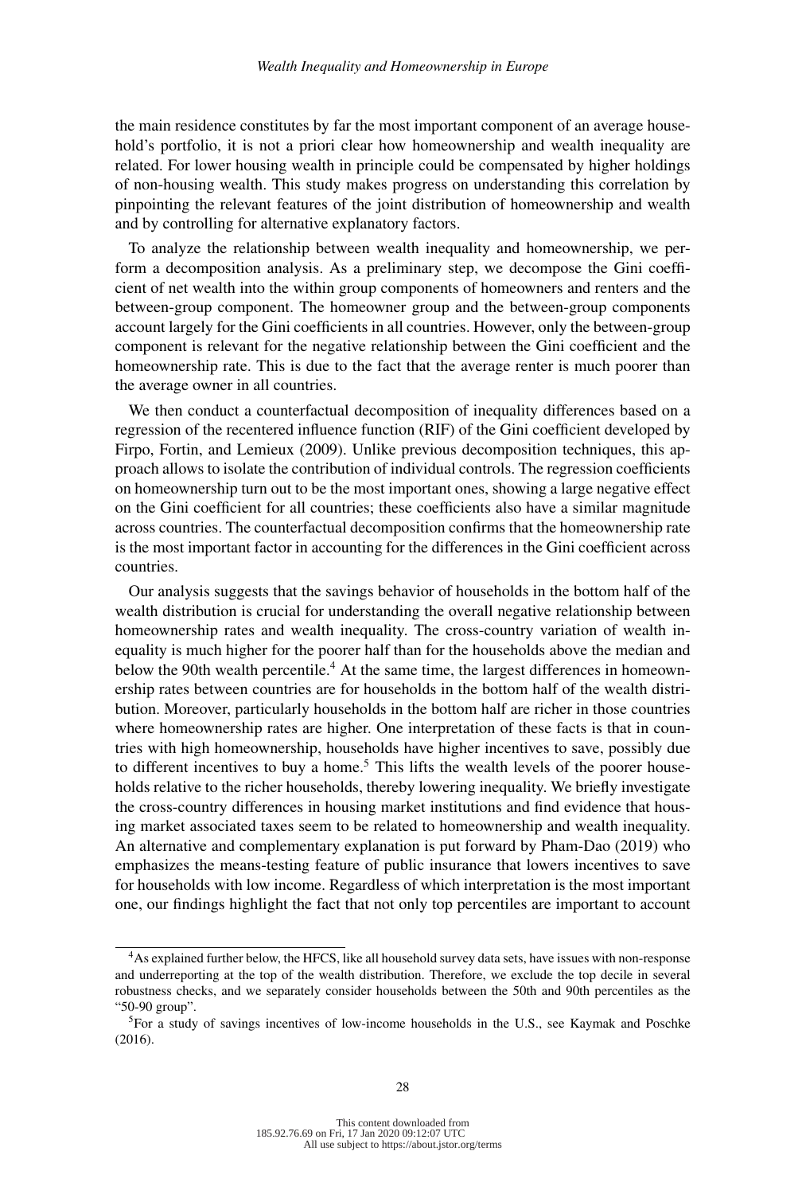the main residence constitutes by far the most important component of an average household's portfolio, it is not a priori clear how homeownership and wealth inequality are related. For lower housing wealth in principle could be compensated by higher holdings of non-housing wealth. This study makes progress on understanding this correlation by pinpointing the relevant features of the joint distribution of homeownership and wealth and by controlling for alternative explanatory factors.

To analyze the relationship between wealth inequality and homeownership, we perform a decomposition analysis. As a preliminary step, we decompose the Gini coefficient of net wealth into the within group components of homeowners and renters and the between-group component. The homeowner group and the between-group components account largely for the Gini coefficients in all countries. However, only the between-group component is relevant for the negative relationship between the Gini coefficient and the homeownership rate. This is due to the fact that the average renter is much poorer than the average owner in all countries.

We then conduct a counterfactual decomposition of inequality differences based on a regression of the recentered influence function (RIF) of the Gini coefficient developed by Firpo, Fortin, and Lemieux (2009). Unlike previous decomposition techniques, this approach allows to isolate the contribution of individual controls. The regression coefficients on homeownership turn out to be the most important ones, showing a large negative effect on the Gini coefficient for all countries; these coefficients also have a similar magnitude across countries. The counterfactual decomposition confirms that the homeownership rate is the most important factor in accounting for the differences in the Gini coefficient across countries.

Our analysis suggests that the savings behavior of households in the bottom half of the wealth distribution is crucial for understanding the overall negative relationship between homeownership rates and wealth inequality. The cross-country variation of wealth inequality is much higher for the poorer half than for the households above the median and below the 90th wealth percentile.[4] At the same time, the largest differences in homeownership rates between countries are for households in the bottom half of the wealth distribution. Moreover, particularly households in the bottom half are richer in those countries where homeownership rates are higher. One interpretation of these facts is that in countries with high homeownership, households have higher incentives to save, possibly due to different incentives to buy a home.[5] This lifts the wealth levels of the poorer households relative to the richer households, thereby lowering inequality. We briefly investigate the cross-country differences in housing market institutions and find evidence that housing market associated taxes seem to be related to homeownership and wealth inequality. An alternative and complementary explanation is put forward by Pham-Dao (2019) who emphasizes the means-testing feature of public insurance that lowers incentives to save for households with low income. Regardless of which interpretation is the most important one, our findings highlight the fact that not only top percentiles are important to account

[4] As explained further below, the HFCS, like all household survey data sets, have issues with non-response and underreporting at the top of the wealth distribution. Therefore, we exclude the top decile in several robustness checks, and we separately consider households between the 50th and 90th percentiles as the "50-90 group".

[5] For a study of savings incentives of low-income households in the U.S., see Kaymak and Poschke (2016).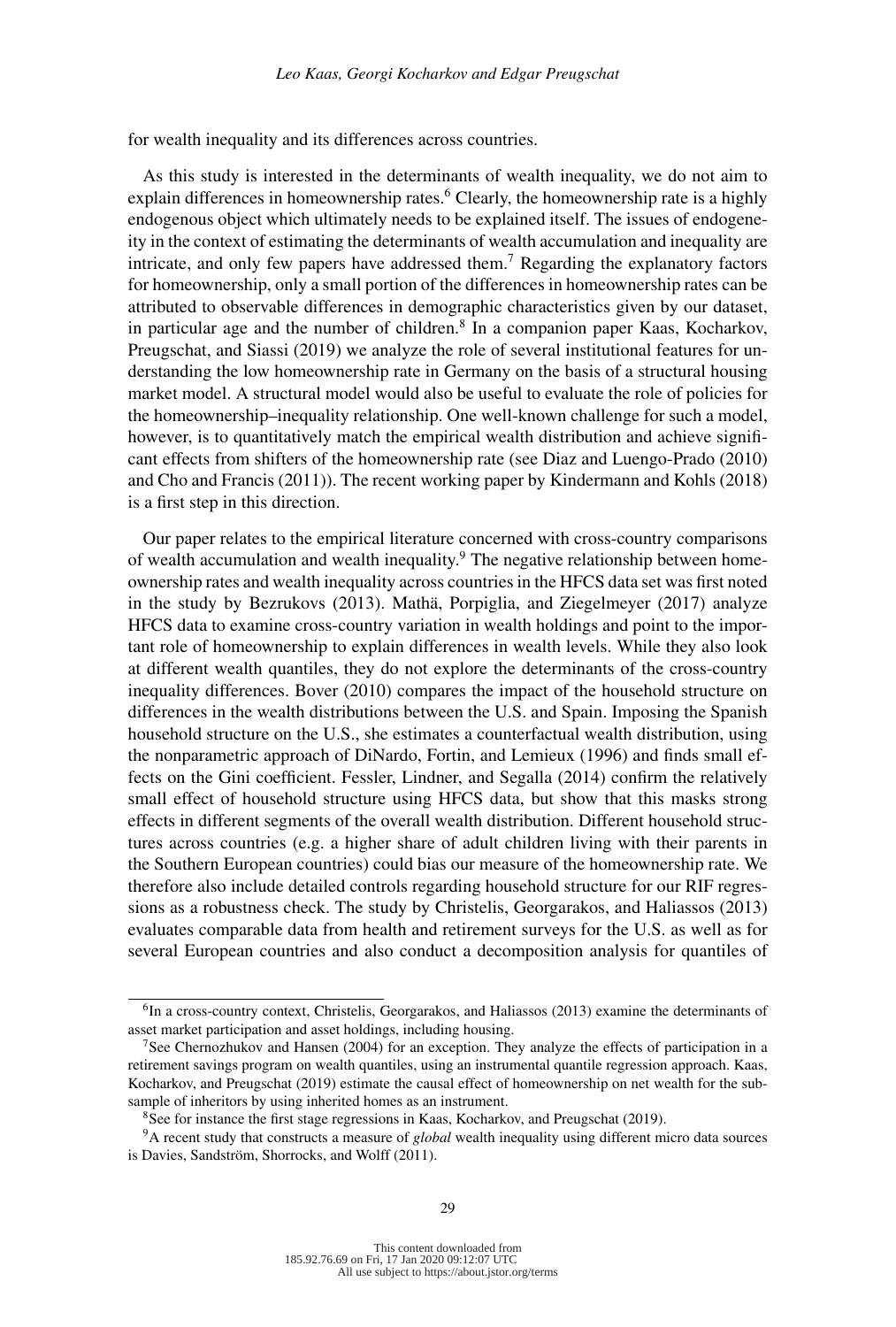for wealth inequality and its differences across countries.

As this study is interested in the determinants of wealth inequality, we do not aim to explain differences in homeownership rates.[6] Clearly, the homeownership rate is a highly endogenous object which ultimately needs to be explained itself. The issues of endogeneity in the context of estimating the determinants of wealth accumulation and inequality are intricate, and only few papers have addressed them.[7] Regarding the explanatory factors for homeownership, only a small portion of the differences in homeownership rates can be attributed to observable differences in demographic characteristics given by our dataset, in particular age and the number of children.[8] In a companion paper Kaas, Kocharkov, Preugschat, and Siassi (2019) we analyze the role of several institutional features for understanding the low homeownership rate in Germany on the basis of a structural housing market model. A structural model would also be useful to evaluate the role of policies for the homeownership–inequality relationship. One well-known challenge for such a model, however, is to quantitatively match the empirical wealth distribution and achieve significant effects from shifters of the homeownership rate (see Diaz and Luengo-Prado (2010) and Cho and Francis (2011)). The recent working paper by Kindermann and Kohls (2018) is a first step in this direction.

Our paper relates to the empirical literature concerned with cross-country comparisons of wealth accumulation and wealth inequality.[9] The negative relationship between homeownership rates and wealth inequality across countries in the HFCS data set was first noted in the study by Bezrukovs (2013). Mathä, Porpiglia, and Ziegelmeyer (2017) analyze HFCS data to examine cross-country variation in wealth holdings and point to the important role of homeownership to explain differences in wealth levels. While they also look at different wealth quantiles, they do not explore the determinants of the cross-country inequality differences. Bover (2010) compares the impact of the household structure on differences in the wealth distributions between the U.S. and Spain. Imposing the Spanish household structure on the U.S., she estimates a counterfactual wealth distribution, using the nonparametric approach of DiNardo, Fortin, and Lemieux (1996) and finds small effects on the Gini coefficient. Fessler, Lindner, and Segalla (2014) confirm the relatively small effect of household structure using HFCS data, but show that this masks strong effects in different segments of the overall wealth distribution. Different household structures across countries (e.g. a higher share of adult children living with their parents in the Southern European countries) could bias our measure of the homeownership rate. We therefore also include detailed controls regarding household structure for our RIF regressions as a robustness check. The study by Christelis, Georgarakos, and Haliassos (2013) evaluates comparable data from health and retirement surveys for the U.S. as well as for several European countries and also conduct a decomposition analysis for quantiles of

[6] In a cross-country context, Christelis, Georgarakos, and Haliassos (2013) examine the determinants of asset market participation and asset holdings, including housing.

[7] See Chernozhukov and Hansen (2004) for an exception. They analyze the effects of participation in a retirement savings program on wealth quantiles, using an instrumental quantile regression approach. Kaas, Kocharkov, and Preugschat (2019) estimate the causal effect of homeownership on net wealth for the subsample of inheritors by using inherited homes as an instrument.

[8] See for instance the first stage regressions in Kaas, Kocharkov, and Preugschat (2019).

[9] A recent study that constructs a measure of *global* wealth inequality using different micro data sources is Davies, Sandström, Shorrocks, and Wolff (2011).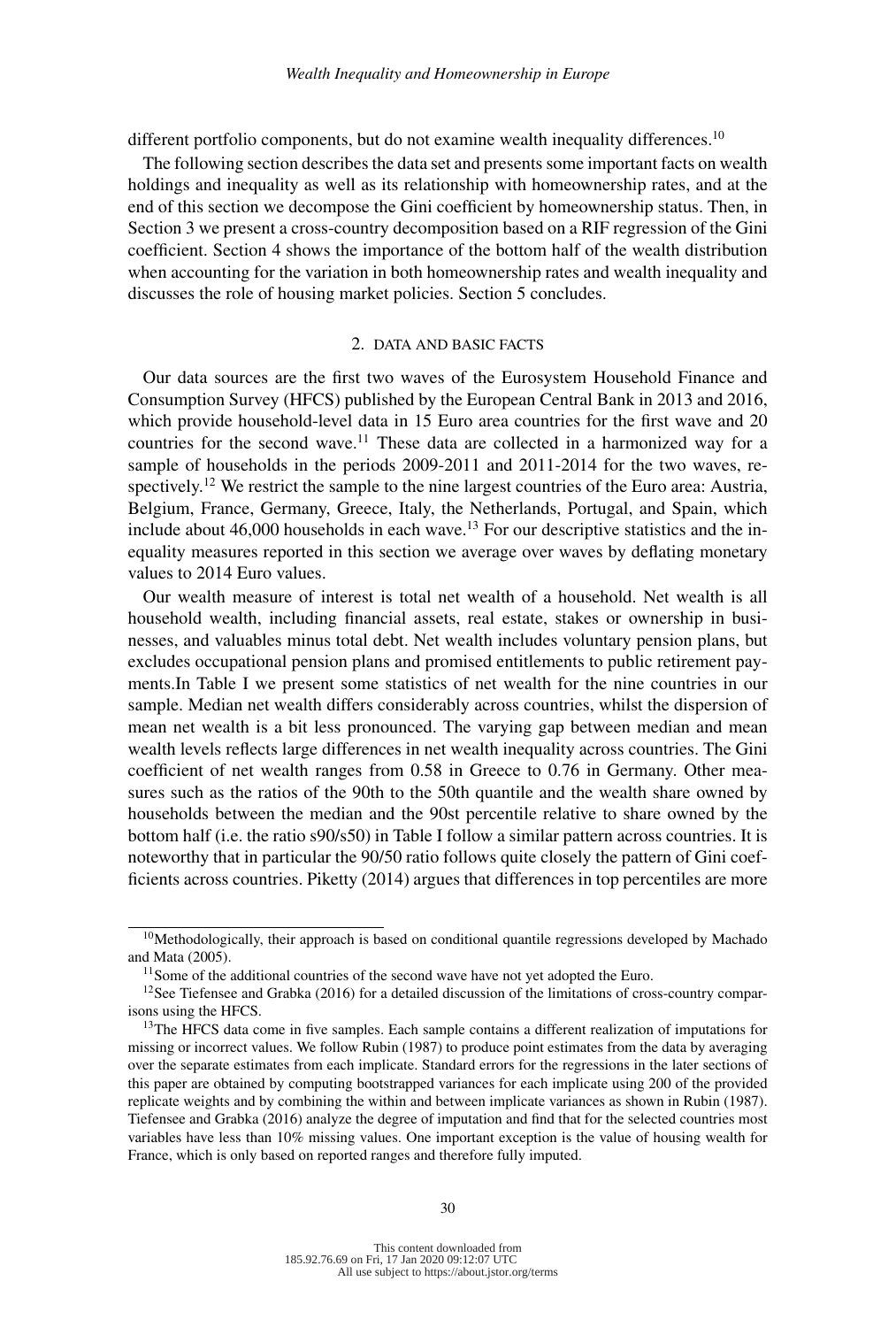different portfolio components, but do not examine wealth inequality differences.[10]

The following section describes the data set and presents some important facts on wealth holdings and inequality as well as its relationship with homeownership rates, and at the end of this section we decompose the Gini coefficient by homeownership status. Then, in Section 3 we present a cross-country decomposition based on a RIF regression of the Gini coefficient. Section 4 shows the importance of the bottom half of the wealth distribution when accounting for the variation in both homeownership rates and wealth inequality and discusses the role of housing market policies. Section 5 concludes.

## 2. DATA AND BASIC FACTS

Our data sources are the first two waves of the Eurosystem Household Finance and Consumption Survey (HFCS) published by the European Central Bank in 2013 and 2016, which provide household-level data in 15 Euro area countries for the first wave and 20 countries for the second wave.[11] These data are collected in a harmonized way for a sample of households in the periods 2009-2011 and 2011-2014 for the two waves, respectively.[12] We restrict the sample to the nine largest countries of the Euro area: Austria, Belgium, France, Germany, Greece, Italy, the Netherlands, Portugal, and Spain, which include about 46,000 households in each wave.[13] For our descriptive statistics and the inequality measures reported in this section we average over waves by deflating monetary values to 2014 Euro values.

Our wealth measure of interest is total net wealth of a household. Net wealth is all household wealth, including financial assets, real estate, stakes or ownership in businesses, and valuables minus total debt. Net wealth includes voluntary pension plans, but excludes occupational pension plans and promised entitlements to public retirement payments.In Table I we present some statistics of net wealth for the nine countries in our sample. Median net wealth differs considerably across countries, whilst the dispersion of mean net wealth is a bit less pronounced. The varying gap between median and mean wealth levels reflects large differences in net wealth inequality across countries. The Gini coefficient of net wealth ranges from 0.58 in Greece to 0.76 in Germany. Other measures such as the ratios of the 90th to the 50th quantile and the wealth share owned by households between the median and the 90st percentile relative to share owned by the bottom half (i.e. the ratio s90/s50) in Table I follow a similar pattern across countries. It is noteworthy that in particular the 90/50 ratio follows quite closely the pattern of Gini coefficients across countries. Piketty (2014) argues that differences in top percentiles are more

[10] Methodologically, their approach is based on conditional quantile regressions developed by Machado and Mata (2005).

[11] Some of the additional countries of the second wave have not yet adopted the Euro.

[12] See Tiefensee and Grabka (2016) for a detailed discussion of the limitations of cross-country comparisons using the HFCS.

[13] The HFCS data come in five samples. Each sample contains a different realization of imputations for missing or incorrect values. We follow Rubin (1987) to produce point estimates from the data by averaging over the separate estimates from each implicate. Standard errors for the regressions in the later sections of this paper are obtained by computing bootstrapped variances for each implicate using 200 of the provided replicate weights and by combining the within and between implicate variances as shown in Rubin (1987). Tiefensee and Grabka (2016) analyze the degree of imputation and find that for the selected countries most variables have less than 10% missing values. One important exception is the value of housing wealth for France, which is only based on reported ranges and therefore fully imputed.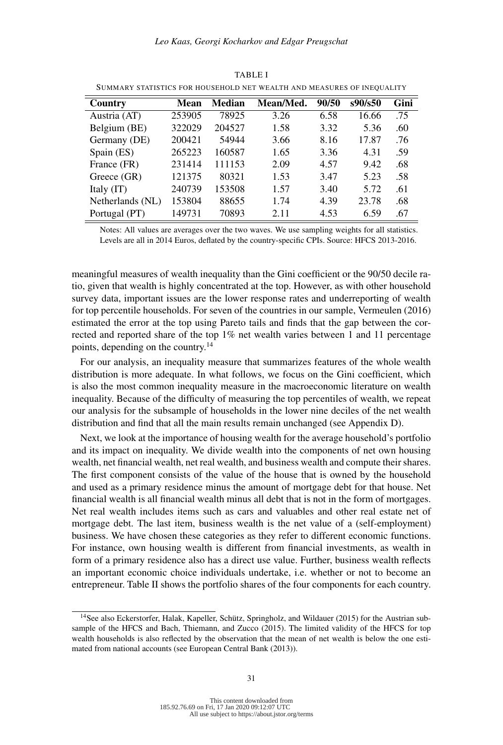TABLE I

SUMMARY STATISTICS FOR HOUSEHOLD NET WEALTH AND MEASURES OF INEQUALITY

| Country | Mean | Median | Mean/Med. | 90/50 | s90/s50 | Gini |
|---|---|---|---|---|---|---|
| Austria (AT) | 253905 | 78925 | 3.26 | 6.58 | 16.66 | .75 |
| Belgium (BE) | 322029 | 204527 | 1.58 | 3.32 | 5.36 | .60 |
| Germany (DE) | 200421 | 54944 | 3.66 | 8.16 | 17.87 | .76 |
| Spain (ES) | 265223 | 160587 | 1.65 | 3.36 | 4.31 | .59 |
| France (FR) | 231414 | 111153 | 2.09 | 4.57 | 9.42 | .68 |
| Greece (GR) | 121375 | 80321 | 1.53 | 3.47 | 5.23 | .58 |
| Italy (IT) | 240739 | 153508 | 1.57 | 3.40 | 5.72 | .61 |
| Netherlands (NL) | 153804 | 88655 | 1.74 | 4.39 | 23.78 | .68 |
| Portugal (PT) | 149731 | 70893 | 2.11 | 4.53 | 6.59 | .67 |

Notes: All values are averages over the two waves. We use sampling weights for all statistics. Levels are all in 2014 Euros, deflated by the country-specific CPIs. Source: HFCS 2013-2016.

meaningful measures of wealth inequality than the Gini coefficient or the 90/50 decile ratio, given that wealth is highly concentrated at the top. However, as with other household survey data, important issues are the lower response rates and underreporting of wealth for top percentile households. For seven of the countries in our sample, Vermeulen (2016) estimated the error at the top using Pareto tails and finds that the gap between the corrected and reported share of the top 1% net wealth varies between 1 and 11 percentage points, depending on the country.[14]

For our analysis, an inequality measure that summarizes features of the whole wealth distribution is more adequate. In what follows, we focus on the Gini coefficient, which is also the most common inequality measure in the macroeconomic literature on wealth inequality. Because of the difficulty of measuring the top percentiles of wealth, we repeat our analysis for the subsample of households in the lower nine deciles of the net wealth distribution and find that all the main results remain unchanged (see Appendix D).

Next, we look at the importance of housing wealth for the average household's portfolio and its impact on inequality. We divide wealth into the components of net own housing wealth, net financial wealth, net real wealth, and business wealth and compute their shares. The first component consists of the value of the house that is owned by the household and used as a primary residence minus the amount of mortgage debt for that house. Net financial wealth is all financial wealth minus all debt that is not in the form of mortgages. Net real wealth includes items such as cars and valuables and other real estate net of mortgage debt. The last item, business wealth is the net value of a (self-employment) business. We have chosen these categories as they refer to different economic functions. For instance, own housing wealth is different from financial investments, as wealth in form of a primary residence also has a direct use value. Further, business wealth reflects an important economic choice individuals undertake, i.e. whether or not to become an entrepreneur. Table II shows the portfolio shares of the four components for each country.

[14] See also Eckerstorfer, Halak, Kapeller, Schütz, Springholz, and Wildauer (2015) for the Austrian subsample of the HFCS and Bach, Thiemann, and Zucco (2015). The limited validity of the HFCS for top wealth households is also reflected by the observation that the mean of net wealth is below the one estimated from national accounts (see European Central Bank (2013)).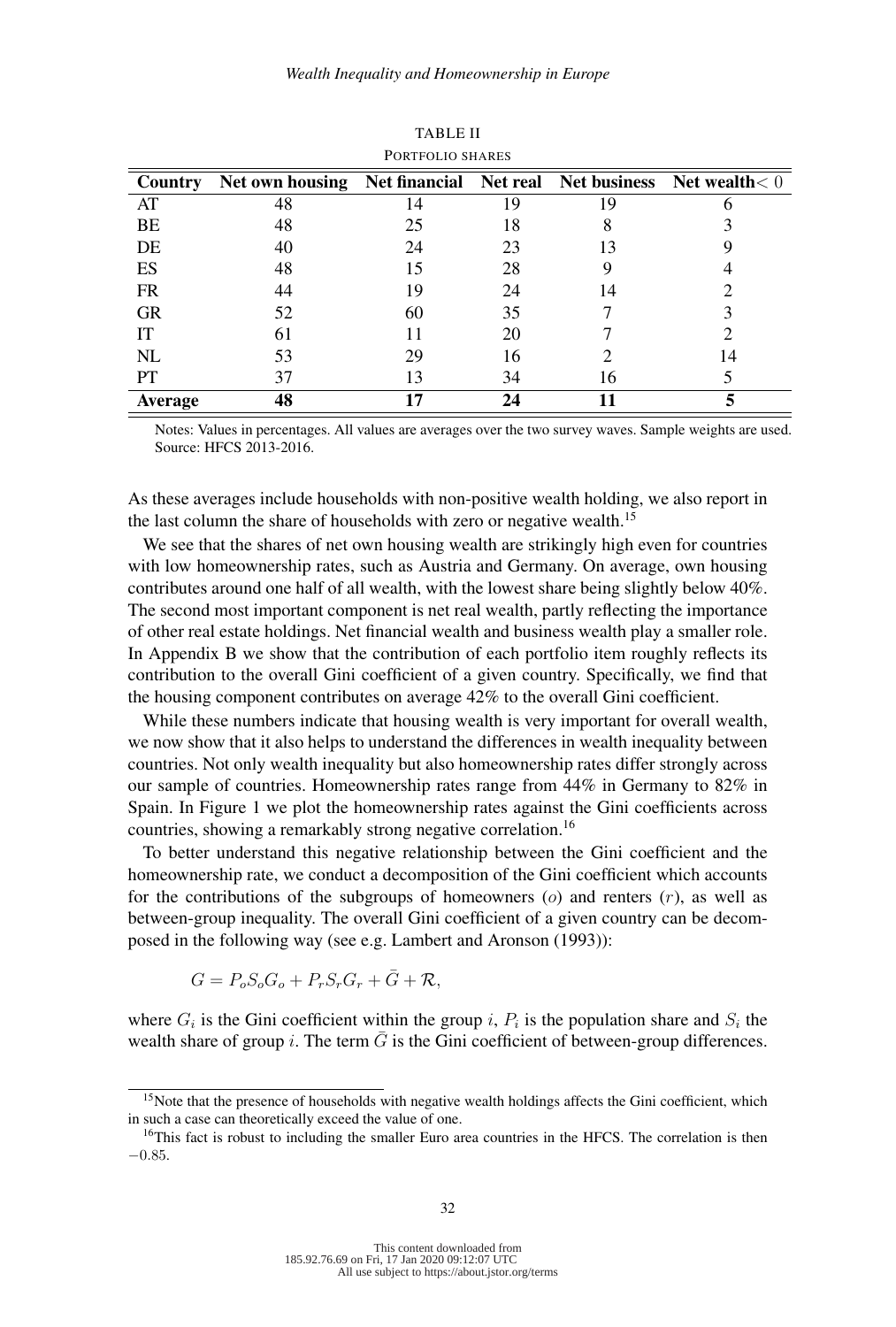TABLE II

PORTFOLIO SHARES

| Country | Net own housing | Net financial | Net real | Net business | Net wealth $< 0$ |
|---|---|---|---|---|---|
| AT | 48 | 14 | 19 | 19 | 6 |
| BE | 48 | 25 | 18 | 8 | 3 |
| DE | 40 | 24 | 23 | 13 | 9 |
| ES | 48 | 15 | 28 | 9 | 4 |
| FR | 44 | 19 | 24 | 14 | 2 |
| GR | 52 | 60 | 35 | 7 | 3 |
| IT | 61 | 11 | 20 | 7 | 2 |
| NL | 53 | 29 | 16 | 2 | 14 |
| PT | 37 | 13 | 34 | 16 | 5 |
| **Average** | **48** | **17** | **24** | **11** | **5** |

Notes: Values in percentages. All values are averages over the two survey waves. Sample weights are used. Source: HFCS 2013-2016.

As these averages include households with non-positive wealth holding, we also report in the last column the share of households with zero or negative wealth.[15]

We see that the shares of net own housing wealth are strikingly high even for countries with low homeownership rates, such as Austria and Germany. On average, own housing contributes around one half of all wealth, with the lowest share being slightly below 40%. The second most important component is net real wealth, partly reflecting the importance of other real estate holdings. Net financial wealth and business wealth play a smaller role. In Appendix B we show that the contribution of each portfolio item roughly reflects its contribution to the overall Gini coefficient of a given country. Specifically, we find that the housing component contributes on average 42% to the overall Gini coefficient.

While these numbers indicate that housing wealth is very important for overall wealth, we now show that it also helps to understand the differences in wealth inequality between countries. Not only wealth inequality but also homeownership rates differ strongly across our sample of countries. Homeownership rates range from 44% in Germany to 82% in Spain. In Figure 1 we plot the homeownership rates against the Gini coefficients across countries, showing a remarkably strong negative correlation.[16]

To better understand this negative relationship between the Gini coefficient and the homeownership rate, we conduct a decomposition of the Gini coefficient which accounts for the contributions of the subgroups of homeowners ($o$) and renters ($r$), as well as between-group inequality. The overall Gini coefficient of a given country can be decomposed in the following way (see e.g. Lambert and Aronson (1993)):

$$G = P_o S_o G_o + P_r S_r G_r + \bar{G} + \mathcal{R},$$

where $G_i$ is the Gini coefficient within the group $i$, $P_i$ is the population share and $S_i$ the wealth share of group $i$. The term $\bar{G}$ is the Gini coefficient of between-group differences.

[15] Note that the presence of households with negative wealth holdings affects the Gini coefficient, which in such a case can theoretically exceed the value of one.

[16] This fact is robust to including the smaller Euro area countries in the HFCS. The correlation is then $-0.85$.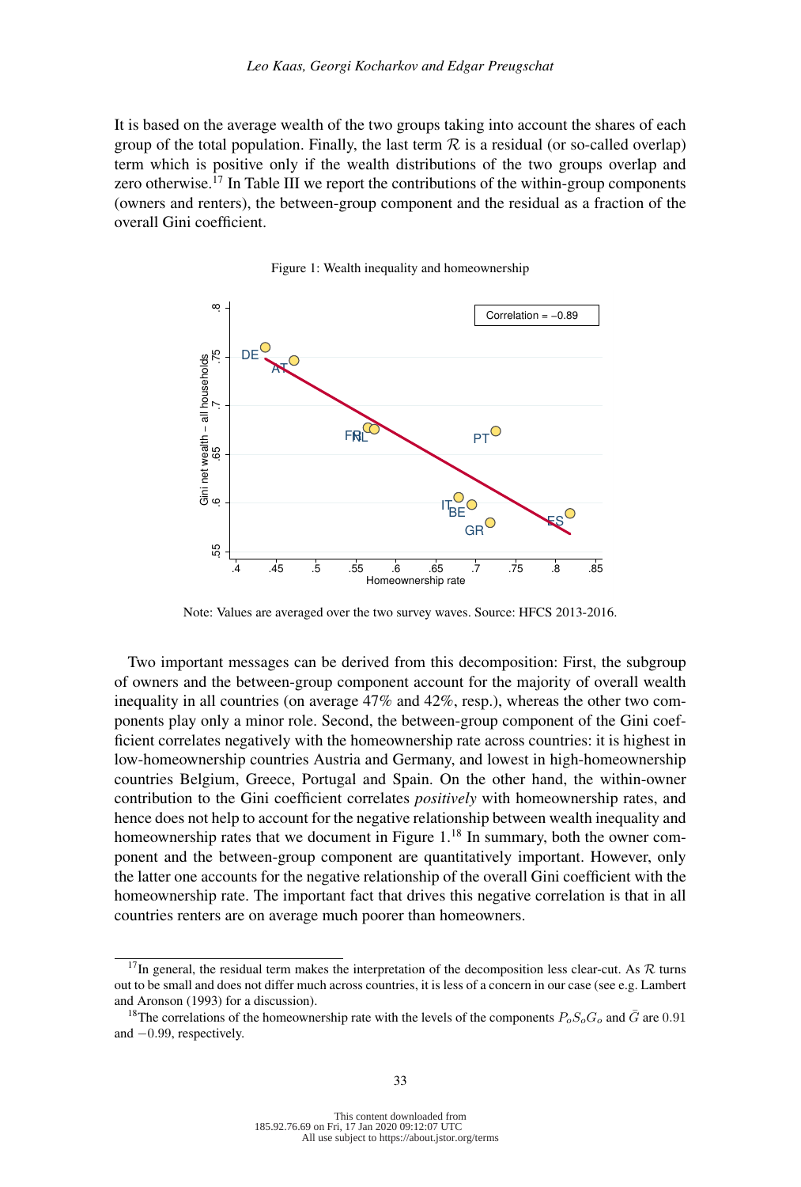It is based on the average wealth of the two groups taking into account the shares of each group of the total population. Finally, the last term $\mathcal{R}$ is a residual (or so-called overlap) term which is positive only if the wealth distributions of the two groups overlap and zero otherwise.[17] In Table III we report the contributions of the within-group components (owners and renters), the between-group component and the residual as a fraction of the overall Gini coefficient.

Figure 1: Wealth inequality and homeownership

Note: Values are averaged over the two survey waves. Source: HFCS 2013-2016.

Two important messages can be derived from this decomposition: First, the subgroup of owners and the between-group component account for the majority of overall wealth inequality in all countries (on average 47% and 42%, resp.), whereas the other two components play only a minor role. Second, the between-group component of the Gini coefficient correlates negatively with the homeownership rate across countries: it is highest in low-homeownership countries Austria and Germany, and lowest in high-homeownership countries Belgium, Greece, Portugal and Spain. On the other hand, the within-owner contribution to the Gini coefficient correlates *positively* with homeownership rates, and hence does not help to account for the negative relationship between wealth inequality and homeownership rates that we document in Figure 1.[18] In summary, both the owner component and the between-group component are quantitatively important. However, only the latter one accounts for the negative relationship of the overall Gini coefficient with the homeownership rate. The important fact that drives this negative correlation is that in all countries renters are on average much poorer than homeowners.

[17] In general, the residual term makes the interpretation of the decomposition less clear-cut. As $\mathcal{R}$ turns out to be small and does not differ much across countries, it is less of a concern in our case (see e.g. Lambert and Aronson (1993) for a discussion).

[18] The correlations of the homeownership rate with the levels of the components $P_oS_oG_o$ and $\bar{G}$ are $0.91$ and $-0.99$, respectively.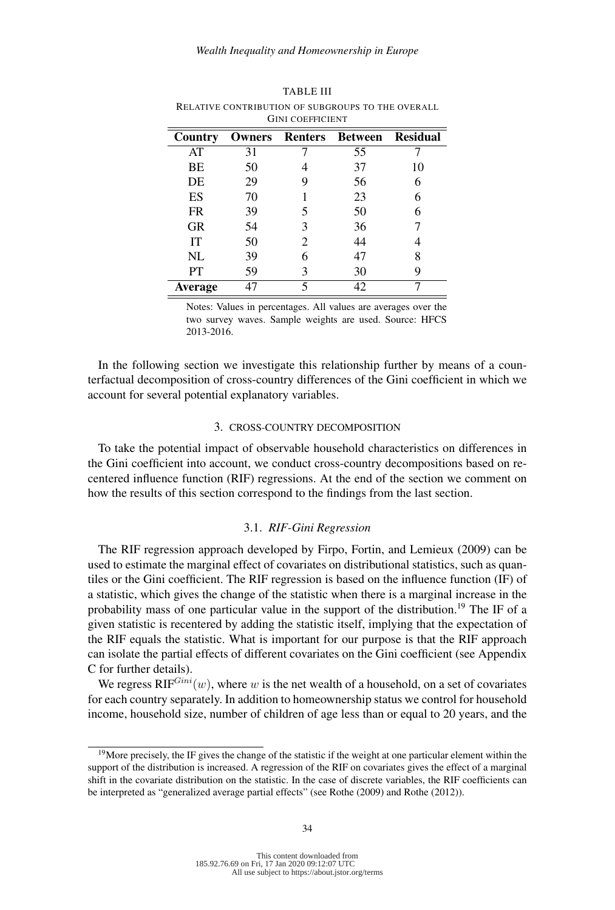TABLE III

RELATIVE CONTRIBUTION OF SUBGROUPS TO THE OVERALL GINI COEFFICIENT

| Country | Owners | Renters | Between | Residual |
|---|---|---|---|---|
| AT | 31 | 7 | 55 | 7 |
| BE | 50 | 4 | 37 | 10 |
| DE | 29 | 9 | 56 | 6 |
| ES | 70 | 1 | 23 | 6 |
| FR | 39 | 5 | 50 | 6 |
| GR | 54 | 3 | 36 | 7 |
| IT | 50 | 2 | 44 | 4 |
| NL | 39 | 6 | 47 | 8 |
| PT | 59 | 3 | 30 | 9 |
| **Average** | 47 | 5 | 42 | 7 |

Notes: Values in percentages. All values are averages over the two survey waves. Sample weights are used. Source: HFCS 2013-2016.

In the following section we investigate this relationship further by means of a counterfactual decomposition of cross-country differences of the Gini coefficient in which we account for several potential explanatory variables.

## 3. CROSS-COUNTRY DECOMPOSITION

To take the potential impact of observable household characteristics on differences in the Gini coefficient into account, we conduct cross-country decompositions based on re-centered influence function (RIF) regressions. At the end of the section we comment on how the results of this section correspond to the findings from the last section.

### 3.1. *RIF-Gini Regression*

The RIF regression approach developed by Firpo, Fortin, and Lemieux (2009) can be used to estimate the marginal effect of covariates on distributional statistics, such as quantiles or the Gini coefficient. The RIF regression is based on the influence function (IF) of a statistic, which gives the change of the statistic when there is a marginal increase in the probability mass of one particular value in the support of the distribution.[19] The IF of a given statistic is recentered by adding the statistic itself, implying that the expectation of the RIF equals the statistic. What is important for our purpose is that the RIF approach can isolate the partial effects of different covariates on the Gini coefficient (see Appendix C for further details).

We regress $\text{RIF}^{Gini}(w)$, where $w$ is the net wealth of a household, on a set of covariates for each country separately. In addition to homeownership status we control for household income, household size, number of children of age less than or equal to 20 years, and the

[19] More precisely, the IF gives the change of the statistic if the weight at one particular element within the support of the distribution is increased. A regression of the RIF on covariates gives the effect of a marginal shift in the covariate distribution on the statistic. In the case of discrete variables, the RIF coefficients can be interpreted as "generalized average partial effects" (see Rothe (2009) and Rothe (2012)).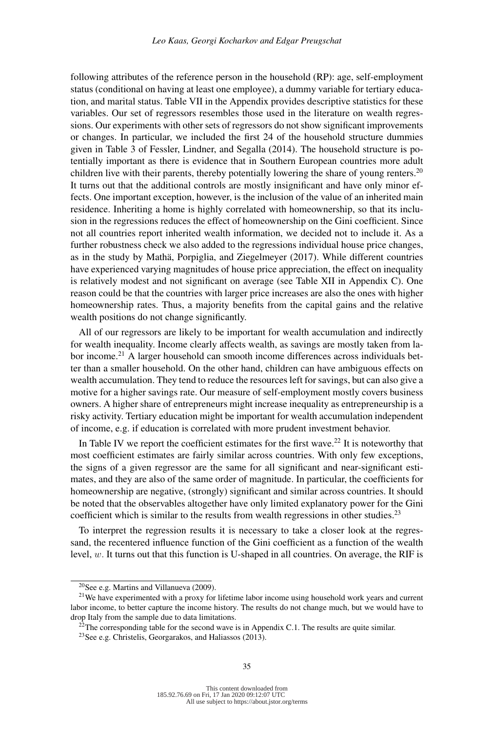following attributes of the reference person in the household (RP): age, self-employment status (conditional on having at least one employee), a dummy variable for tertiary education, and marital status. Table VII in the Appendix provides descriptive statistics for these variables. Our set of regressors resembles those used in the literature on wealth regressions. Our experiments with other sets of regressors do not show significant improvements or changes. In particular, we included the first 24 of the household structure dummies given in Table 3 of Fessler, Lindner, and Segalla (2014). The household structure is potentially important as there is evidence that in Southern European countries more adult children live with their parents, thereby potentially lowering the share of young renters.[20] It turns out that the additional controls are mostly insignificant and have only minor effects. One important exception, however, is the inclusion of the value of an inherited main residence. Inheriting a home is highly correlated with homeownership, so that its inclusion in the regressions reduces the effect of homeownership on the Gini coefficient. Since not all countries report inherited wealth information, we decided not to include it. As a further robustness check we also added to the regressions individual house price changes, as in the study by Mathä, Porpiglia, and Ziegelmeyer (2017). While different countries have experienced varying magnitudes of house price appreciation, the effect on inequality is relatively modest and not significant on average (see Table XII in Appendix C). One reason could be that the countries with larger price increases are also the ones with higher homeownership rates. Thus, a majority benefits from the capital gains and the relative wealth positions do not change significantly.

All of our regressors are likely to be important for wealth accumulation and indirectly for wealth inequality. Income clearly affects wealth, as savings are mostly taken from labor income.[21] A larger household can smooth income differences across individuals better than a smaller household. On the other hand, children can have ambiguous effects on wealth accumulation. They tend to reduce the resources left for savings, but can also give a motive for a higher savings rate. Our measure of self-employment mostly covers business owners. A higher share of entrepreneurs might increase inequality as entrepreneurship is a risky activity. Tertiary education might be important for wealth accumulation independent of income, e.g. if education is correlated with more prudent investment behavior.

In Table IV we report the coefficient estimates for the first wave.[22] It is noteworthy that most coefficient estimates are fairly similar across countries. With only few exceptions, the signs of a given regressor are the same for all significant and near-significant estimates, and they are also of the same order of magnitude. In particular, the coefficients for homeownership are negative, (strongly) significant and similar across countries. It should be noted that the observables altogether have only limited explanatory power for the Gini coefficient which is similar to the results from wealth regressions in other studies.[23]

To interpret the regression results it is necessary to take a closer look at the regressand, the recentered influence function of the Gini coefficient as a function of the wealth level, $w$. It turns out that this function is U-shaped in all countries. On average, the RIF is

[20] See e.g. Martins and Villanueva (2009).

[21] We have experimented with a proxy for lifetime labor income using household work years and current labor income, to better capture the income history. The results do not change much, but we would have to drop Italy from the sample due to data limitations.

[22] The corresponding table for the second wave is in Appendix C.1. The results are quite similar.

[23] See e.g. Christelis, Georgarakos, and Haliassos (2013).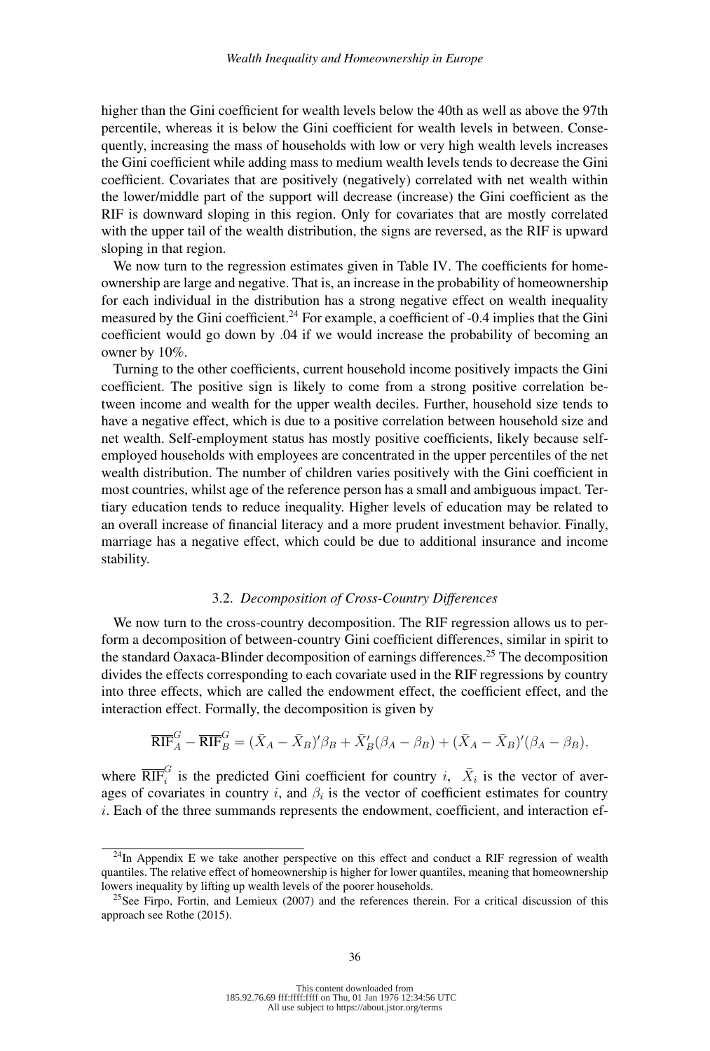higher than the Gini coefficient for wealth levels below the 40th as well as above the 97th percentile, whereas it is below the Gini coefficient for wealth levels in between. Consequently, increasing the mass of households with low or very high wealth levels increases the Gini coefficient while adding mass to medium wealth levels tends to decrease the Gini coefficient. Covariates that are positively (negatively) correlated with net wealth within the lower/middle part of the support will decrease (increase) the Gini coefficient as the RIF is downward sloping in this region. Only for covariates that are mostly correlated with the upper tail of the wealth distribution, the signs are reversed, as the RIF is upward sloping in that region.

We now turn to the regression estimates given in Table IV. The coefficients for homeownership are large and negative. That is, an increase in the probability of homeownership for each individual in the distribution has a strong negative effect on wealth inequality measured by the Gini coefficient.[24] For example, a coefficient of -0.4 implies that the Gini coefficient would go down by .04 if we would increase the probability of becoming an owner by 10%.

Turning to the other coefficients, current household income positively impacts the Gini coefficient. The positive sign is likely to come from a strong positive correlation between income and wealth for the upper wealth deciles. Further, household size tends to have a negative effect, which is due to a positive correlation between household size and net wealth. Self-employment status has mostly positive coefficients, likely because self-employed households with employees are concentrated in the upper percentiles of the net wealth distribution. The number of children varies positively with the Gini coefficient in most countries, whilst age of the reference person has a small and ambiguous impact. Tertiary education tends to reduce inequality. Higher levels of education may be related to an overall increase of financial literacy and a more prudent investment behavior. Finally, marriage has a negative effect, which could be due to additional insurance and income stability.

### 3.2. *Decomposition of Cross-Country Differences*

We now turn to the cross-country decomposition. The RIF regression allows us to perform a decomposition of between-country Gini coefficient differences, similar in spirit to the standard Oaxaca-Blinder decomposition of earnings differences.[25] The decomposition divides the effects corresponding to each covariate used in the RIF regressions by country into three effects, which are called the endowment effect, the coefficient effect, and the interaction effect. Formally, the decomposition is given by

$$\overline{\text{RIF}}_A^G - \overline{\text{RIF}}_B^G = (\bar{X}_A - \bar{X}_B)'\beta_B + \bar{X}_B'(\beta_A - \beta_B) + (\bar{X}_A - \bar{X}_B)'(\beta_A - \beta_B),$$

where $\overline{\text{RIF}}_i^G$ is the predicted Gini coefficient for country $i$, $\bar{X}_i$ is the vector of averages of covariates in country $i$, and $\beta_i$ is the vector of coefficient estimates for country $i$. Each of the three summands represents the endowment, coefficient, and interaction ef-

[24] In Appendix E we take another perspective on this effect and conduct a RIF regression of wealth quantiles. The relative effect of homeownership is higher for lower quantiles, meaning that homeownership lowers inequality by lifting up wealth levels of the poorer households.

[25] See Firpo, Fortin, and Lemieux (2007) and the references therein. For a critical discussion of this approach see Rothe (2015).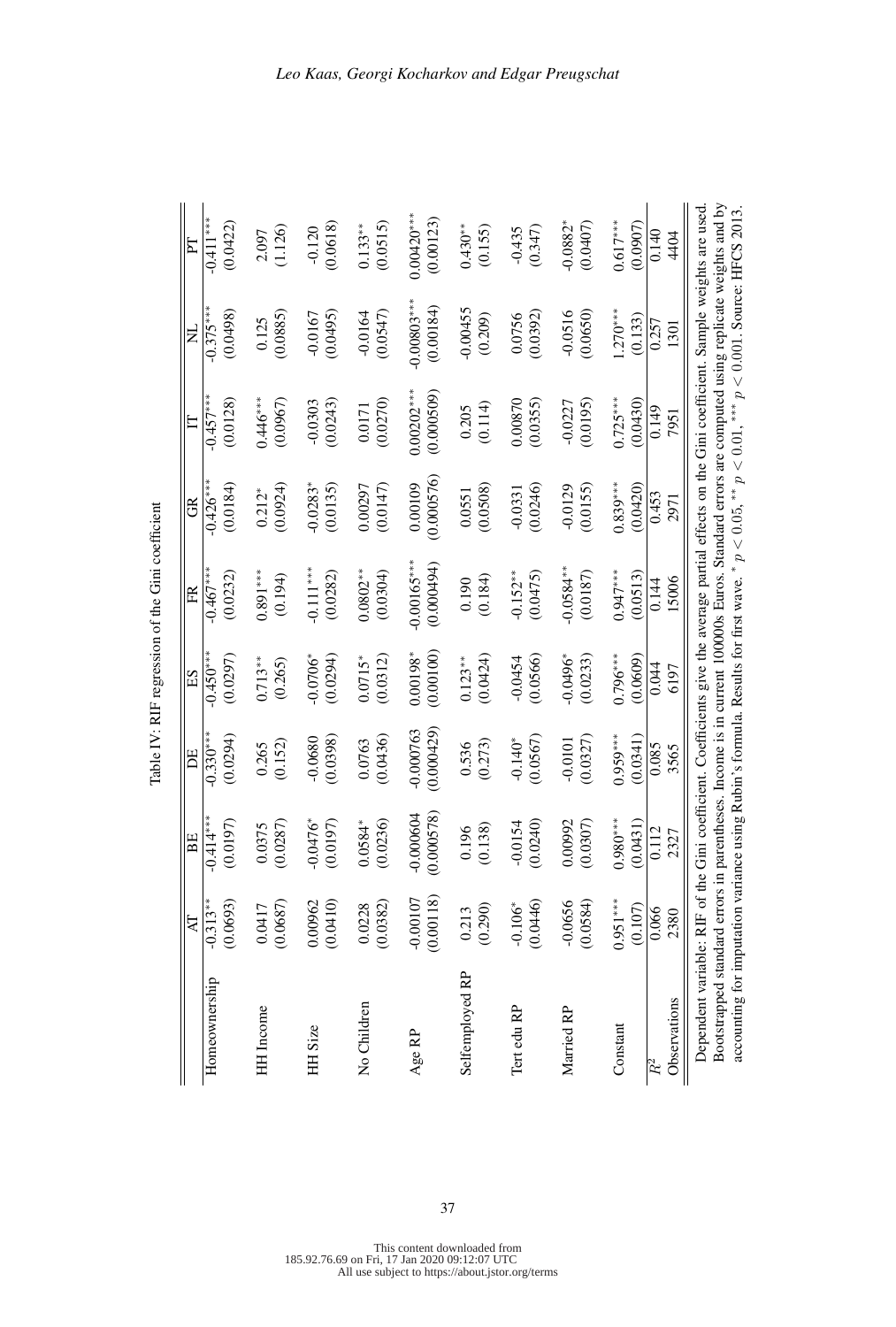Table IV: RIF regression of the Gini coefficient

| | AT | BE | DE | ES | FR | GR | IT | NL | PT |
|---|---|---|---|---|---|---|---|---|---|
| Homeownership | -0.313** | -0.414*** | -0.330*** | -0.450*** | -0.467*** | -0.426*** | -0.457*** | -0.375*** | -0.411*** |
| | (0.0693) | (0.0197) | (0.0294) | (0.0297) | (0.0232) | (0.0184) | (0.0128) | (0.0498) | (0.0422) |
| HH Income | 0.0417 | 0.0375 | 0.265 | 0.713** | 0.891*** | 0.212* | 0.446*** | 0.125 | 2.097 |
| | (0.0687) | (0.0287) | (0.152) | (0.265) | (0.194) | (0.0924) | (0.0967) | (0.0885) | (1.126) |
| HH Size | 0.00962 | -0.0476* | -0.0680 | -0.0706* | -0.111*** | -0.0283* | -0.0303 | -0.0167 | -0.120 |
| | (0.0410) | (0.0197) | (0.0398) | (0.0294) | (0.0282) | (0.0135) | (0.0243) | (0.0495) | (0.0618) |
| No Children | 0.0228 | 0.0584* | 0.0763 | 0.0715* | 0.0802** | 0.00297 | 0.0171 | -0.0164 | 0.133** |
| | (0.0382) | (0.0236) | (0.0436) | (0.0312) | (0.0304) | (0.0147) | (0.0270) | (0.0547) | (0.0515) |
| Age RP | -0.00107 | -0.000604 | -0.000763 | 0.00198* | -0.00165*** | 0.00109 | 0.00202*** | -0.00803*** | 0.00420*** |
| | (0.00118) | (0.000578) | (0.000429) | (0.00100) | (0.000494) | (0.000576) | (0.000509) | (0.00184) | (0.00123) |
| Selfemployed RP | 0.213 | 0.196 | 0.536 | 0.123** | 0.190 | 0.0551 | 0.205 | -0.00455 | 0.430** |
| | (0.290) | (0.138) | (0.273) | (0.0424) | (0.184) | (0.0508) | (0.114) | (0.209) | (0.155) |
| Tert edu RP | -0.106* | -0.0154 | -0.140* | -0.0454 | -0.152** | -0.0331 | 0.00870 | 0.0756 | -0.435 |
| | (0.0446) | (0.0240) | (0.0567) | (0.0566) | (0.0475) | (0.0246) | (0.0355) | (0.0392) | (0.347) |
| Married RP | -0.0656 | 0.00992 | -0.0101 | -0.0496* | -0.0584** | -0.0129 | -0.0227 | -0.0516 | -0.0882* |
| | (0.0584) | (0.0307) | (0.0327) | (0.0233) | (0.0187) | (0.0155) | (0.0195) | (0.0650) | (0.0407) |
| Constant | 0.951*** | 0.980*** | 0.959*** | 0.796*** | 0.947*** | 0.839*** | 0.725*** | 1.270*** | 0.617*** |
| | (0.107) | (0.0431) | (0.0341) | (0.0609) | (0.0513) | (0.0420) | (0.0430) | (0.133) | (0.0907) |
| $R^2$ | 0.066 | 0.112 | 0.085 | 0.044 | 0.144 | 0.453 | 0.149 | 0.257 | 0.140 |
| Observations | 2380 | 2327 | 3565 | 6197 | 15006 | 2971 | 7951 | 1301 | 4404 |

Dependent variable: RIF of the Gini coefficient. Coefficients give the average partial effects on the Gini coefficient. Sample weights are used. Bootstrapped standard errors in parentheses. Income is in current 100000s Euros. Standard errors are computed using replicate weights and by accounting for imputation variance using Rubin's formula. Results for first wave. * $p < 0.05$, ** $p < 0.01$, *** $p < 0.001$. Source: HFCS 2013.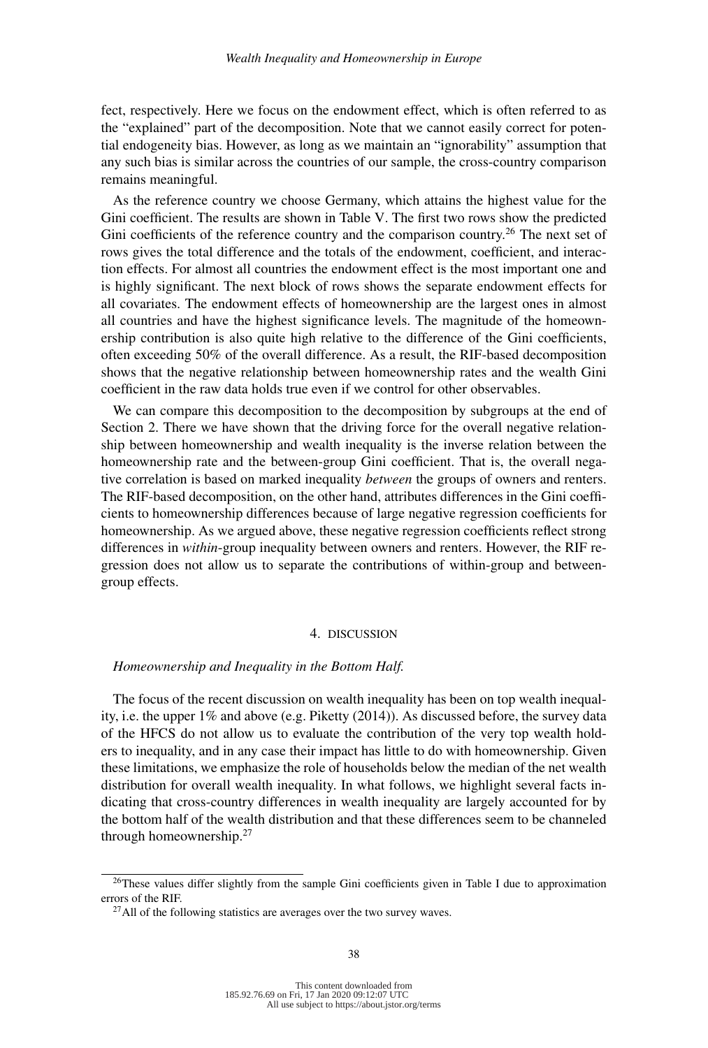fect, respectively. Here we focus on the endowment effect, which is often referred to as the "explained" part of the decomposition. Note that we cannot easily correct for potential endogeneity bias. However, as long as we maintain an "ignorability" assumption that any such bias is similar across the countries of our sample, the cross-country comparison remains meaningful.

As the reference country we choose Germany, which attains the highest value for the Gini coefficient. The results are shown in Table V. The first two rows show the predicted Gini coefficients of the reference country and the comparison country.[26] The next set of rows gives the total difference and the totals of the endowment, coefficient, and interaction effects. For almost all countries the endowment effect is the most important one and is highly significant. The next block of rows shows the separate endowment effects for all covariates. The endowment effects of homeownership are the largest ones in almost all countries and have the highest significance levels. The magnitude of the homeownership contribution is also quite high relative to the difference of the Gini coefficients, often exceeding 50% of the overall difference. As a result, the RIF-based decomposition shows that the negative relationship between homeownership rates and the wealth Gini coefficient in the raw data holds true even if we control for other observables.

We can compare this decomposition to the decomposition by subgroups at the end of Section 2. There we have shown that the driving force for the overall negative relationship between homeownership and wealth inequality is the inverse relation between the homeownership rate and the between-group Gini coefficient. That is, the overall negative correlation is based on marked inequality *between* the groups of owners and renters. The RIF-based decomposition, on the other hand, attributes differences in the Gini coefficients to homeownership differences because of large negative regression coefficients for homeownership. As we argued above, these negative regression coefficients reflect strong differences in *within*-group inequality between owners and renters. However, the RIF regression does not allow us to separate the contributions of within-group and between-group effects.

## 4. DISCUSSION

### *Homeownership and Inequality in the Bottom Half.*

The focus of the recent discussion on wealth inequality has been on top wealth inequality, i.e. the upper 1% and above (e.g. Piketty (2014)). As discussed before, the survey data of the HFCS do not allow us to evaluate the contribution of the very top wealth holders to inequality, and in any case their impact has little to do with homeownership. Given these limitations, we emphasize the role of households below the median of the net wealth distribution for overall wealth inequality. In what follows, we highlight several facts indicating that cross-country differences in wealth inequality are largely accounted for by the bottom half of the wealth distribution and that these differences seem to be channeled through homeownership.[27]

[26] These values differ slightly from the sample Gini coefficients given in Table I due to approximation errors of the RIF.

[27] All of the following statistics are averages over the two survey waves.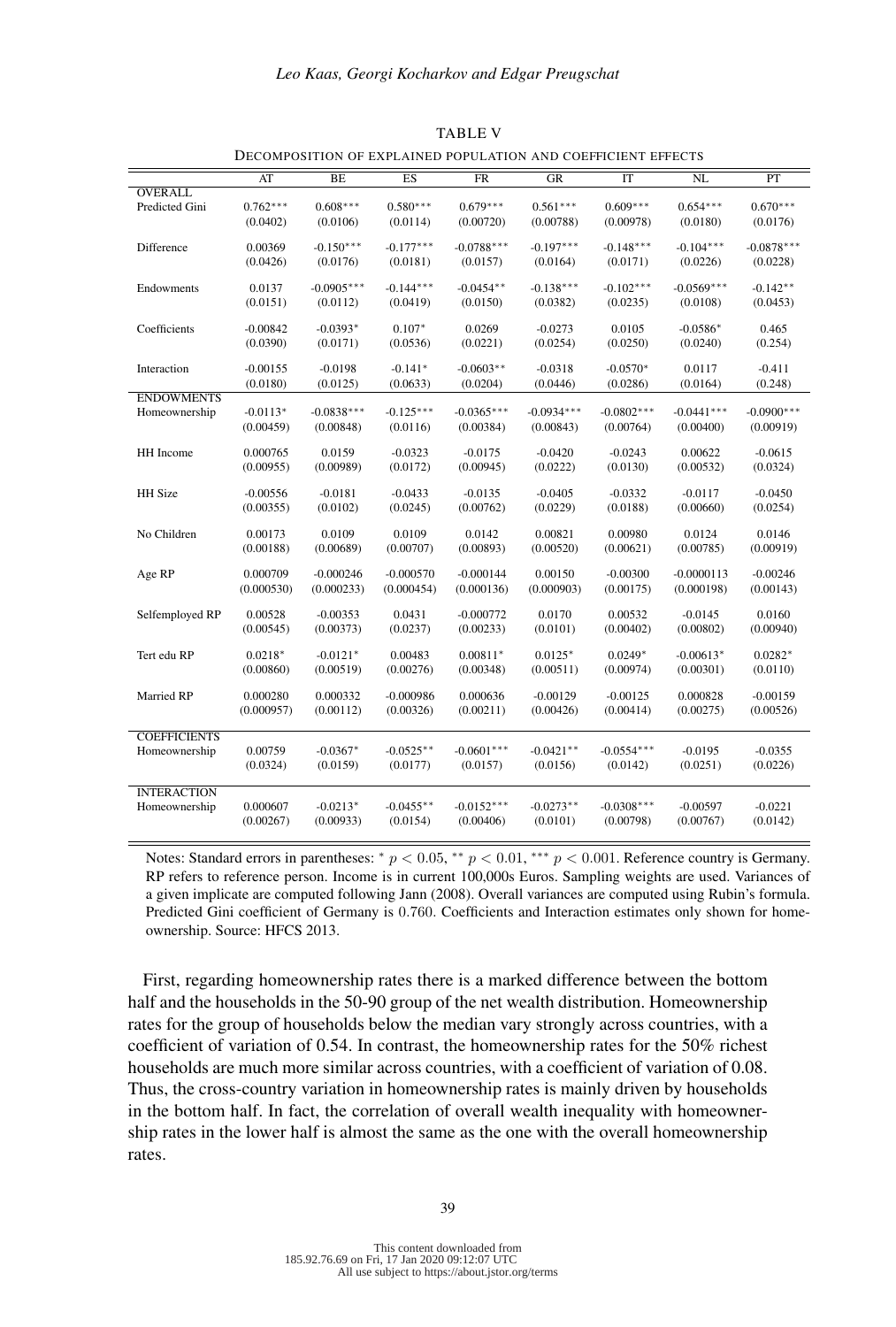TABLE V

DECOMPOSITION OF EXPLAINED POPULATION AND COEFFICIENT EFFECTS

| | AT | BE | ES | FR | GR | IT | NL | PT |
|---|---|---|---|---|---|---|---|---|
| **OVERALL** | | | | | | | | |
| Predicted Gini | 0.762*** | 0.608*** | 0.580*** | 0.679*** | 0.561*** | 0.609*** | 0.654*** | 0.670*** |
| | (0.0402) | (0.0106) | (0.0114) | (0.00720) | (0.00788) | (0.00978) | (0.0180) | (0.0176) |
| Difference | 0.00369 | -0.150*** | -0.177*** | -0.0788*** | -0.197*** | -0.148*** | -0.104*** | -0.0878*** |
| | (0.0426) | (0.0176) | (0.0181) | (0.0157) | (0.0164) | (0.0171) | (0.0226) | (0.0228) |
| Endowments | 0.0137 | -0.0905*** | -0.144*** | -0.0454** | -0.138*** | -0.102*** | -0.0569*** | -0.142** |
| | (0.0151) | (0.0112) | (0.0419) | (0.0150) | (0.0382) | (0.0235) | (0.0108) | (0.0453) |
| Coefficients | -0.00842 | -0.0393* | 0.107* | 0.0269 | -0.0273 | 0.0105 | -0.0586* | 0.465 |
| | (0.0390) | (0.0171) | (0.0536) | (0.0221) | (0.0254) | (0.0250) | (0.0240) | (0.254) |
| Interaction | -0.00155 | -0.0198 | -0.141* | -0.0603** | -0.0318 | -0.0570* | 0.0117 | -0.411 |
| | (0.0180) | (0.0125) | (0.0633) | (0.0204) | (0.0446) | (0.0286) | (0.0164) | (0.248) |
| **ENDOWMENTS** | | | | | | | | |
| Homeownership | -0.0113* | -0.0838*** | -0.125*** | -0.0365*** | -0.0934*** | -0.0802*** | -0.0441*** | -0.0900*** |
| | (0.00459) | (0.00848) | (0.0116) | (0.00384) | (0.00843) | (0.00764) | (0.00400) | (0.00919) |
| HH Income | 0.000765 | 0.0159 | -0.0323 | -0.0175 | -0.0420 | -0.0243 | 0.00622 | -0.0615 |
| | (0.00955) | (0.00989) | (0.0172) | (0.00945) | (0.0222) | (0.0130) | (0.00532) | (0.0324) |
| HH Size | -0.00556 | -0.0181 | -0.0433 | -0.0135 | -0.0405 | -0.0332 | -0.0117 | -0.0450 |
| | (0.00355) | (0.0102) | (0.0245) | (0.00762) | (0.0229) | (0.0188) | (0.00660) | (0.0254) |
| No Children | 0.00173 | 0.0109 | 0.0109 | 0.0142 | 0.00821 | 0.00980 | 0.0124 | 0.0146 |
| | (0.00188) | (0.00689) | (0.00707) | (0.00893) | (0.00520) | (0.00621) | (0.00785) | (0.00919) |
| Age RP | 0.000709 | -0.000246 | -0.000570 | -0.000144 | 0.00150 | -0.00300 | -0.0000113 | -0.00246 |
| | (0.000530) | (0.000233) | (0.000454) | (0.000136) | (0.000903) | (0.00175) | (0.000198) | (0.00143) |
| Selfemployed RP | 0.00528 | -0.00353 | 0.0431 | -0.000772 | 0.0170 | 0.00532 | -0.0145 | 0.0160 |
| | (0.00545) | (0.00373) | (0.0237) | (0.00233) | (0.0101) | (0.00402) | (0.00802) | (0.00940) |
| Tert edu RP | 0.0218* | -0.0121* | 0.00483 | 0.00811* | 0.0125* | 0.0249* | -0.00613* | 0.0282* |
| | (0.00860) | (0.00519) | (0.00276) | (0.00348) | (0.00511) | (0.00974) | (0.00301) | (0.0110) |
| Married RP | 0.000280 | 0.000332 | -0.000986 | 0.000636 | -0.00129 | -0.00125 | 0.000828 | -0.00159 |
| | (0.000957) | (0.00112) | (0.00326) | (0.00211) | (0.00426) | (0.00414) | (0.00275) | (0.00526) |
| **COEFFICIENTS** | | | | | | | | |
| Homeownership | 0.00759 | -0.0367* | -0.0525** | -0.0601*** | -0.0421** | -0.0554*** | -0.0195 | -0.0355 |
| | (0.0324) | (0.0159) | (0.0177) | (0.0157) | (0.0156) | (0.0142) | (0.0251) | (0.0226) |
| **INTERACTION** | | | | | | | | |
| Homeownership | 0.000607 | -0.0213* | -0.0455** | -0.0152*** | -0.0273** | -0.0308*** | -0.00597 | -0.0221 |
| | (0.00267) | (0.00933) | (0.0154) | (0.00406) | (0.0101) | (0.00798) | (0.00767) | (0.0142) |

Notes: Standard errors in parentheses: * $p < 0.05$, ** $p < 0.01$, *** $p < 0.001$. Reference country is Germany. RP refers to reference person. Income is in current 100,000s Euros. Sampling weights are used. Variances of a given implicate are computed following Jann (2008). Overall variances are computed using Rubin's formula. Predicted Gini coefficient of Germany is 0.760. Coefficients and Interaction estimates only shown for homeownership. Source: HFCS 2013.

First, regarding homeownership rates there is a marked difference between the bottom half and the households in the 50-90 group of the net wealth distribution. Homeownership rates for the group of households below the median vary strongly across countries, with a coefficient of variation of 0.54. In contrast, the homeownership rates for the 50% richest households are much more similar across countries, with a coefficient of variation of 0.08. Thus, the cross-country variation in homeownership rates is mainly driven by households in the bottom half. In fact, the correlation of overall wealth inequality with homeownership rates in the lower half is almost the same as the one with the overall homeownership rates.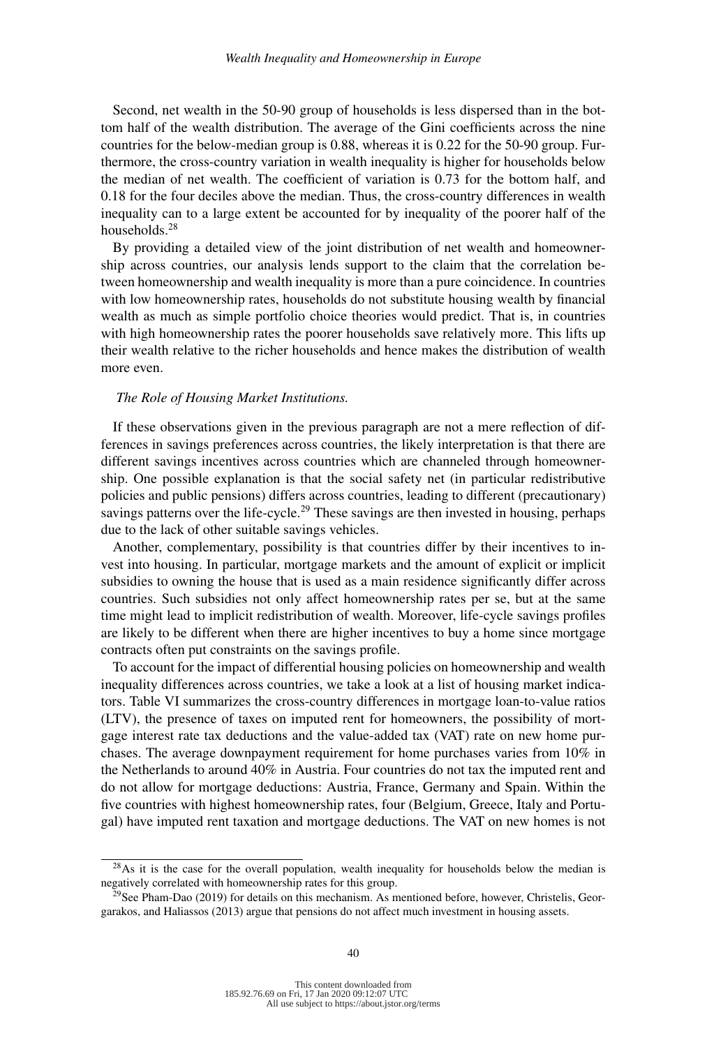Second, net wealth in the 50-90 group of households is less dispersed than in the bottom half of the wealth distribution. The average of the Gini coefficients across the nine countries for the below-median group is 0.88, whereas it is 0.22 for the 50-90 group. Furthermore, the cross-country variation in wealth inequality is higher for households below the median of net wealth. The coefficient of variation is 0.73 for the bottom half, and 0.18 for the four deciles above the median. Thus, the cross-country differences in wealth inequality can to a large extent be accounted for by inequality of the poorer half of the households.[28]

By providing a detailed view of the joint distribution of net wealth and homeownership across countries, our analysis lends support to the claim that the correlation between homeownership and wealth inequality is more than a pure coincidence. In countries with low homeownership rates, households do not substitute housing wealth by financial wealth as much as simple portfolio choice theories would predict. That is, in countries with high homeownership rates the poorer households save relatively more. This lifts up their wealth relative to the richer households and hence makes the distribution of wealth more even.

*The Role of Housing Market Institutions.*

If these observations given in the previous paragraph are not a mere reflection of differences in savings preferences across countries, the likely interpretation is that there are different savings incentives across countries which are channeled through homeownership. One possible explanation is that the social safety net (in particular redistributive policies and public pensions) differs across countries, leading to different (precautionary) savings patterns over the life-cycle.[29] These savings are then invested in housing, perhaps due to the lack of other suitable savings vehicles.

Another, complementary, possibility is that countries differ by their incentives to invest into housing. In particular, mortgage markets and the amount of explicit or implicit subsidies to owning the house that is used as a main residence significantly differ across countries. Such subsidies not only affect homeownership rates per se, but at the same time might lead to implicit redistribution of wealth. Moreover, life-cycle savings profiles are likely to be different when there are higher incentives to buy a home since mortgage contracts often put constraints on the savings profile.

To account for the impact of differential housing policies on homeownership and wealth inequality differences across countries, we take a look at a list of housing market indicators. Table VI summarizes the cross-country differences in mortgage loan-to-value ratios (LTV), the presence of taxes on imputed rent for homeowners, the possibility of mortgage interest rate tax deductions and the value-added tax (VAT) rate on new home purchases. The average downpayment requirement for home purchases varies from 10% in the Netherlands to around 40% in Austria. Four countries do not tax the imputed rent and do not allow for mortgage deductions: Austria, France, Germany and Spain. Within the five countries with highest homeownership rates, four (Belgium, Greece, Italy and Portugal) have imputed rent taxation and mortgage deductions. The VAT on new homes is not

[28] As it is the case for the overall population, wealth inequality for households below the median is negatively correlated with homeownership rates for this group.

[29] See Pham-Dao (2019) for details on this mechanism. As mentioned before, however, Christelis, Georgarakos, and Haliassos (2013) argue that pensions do not affect much investment in housing assets.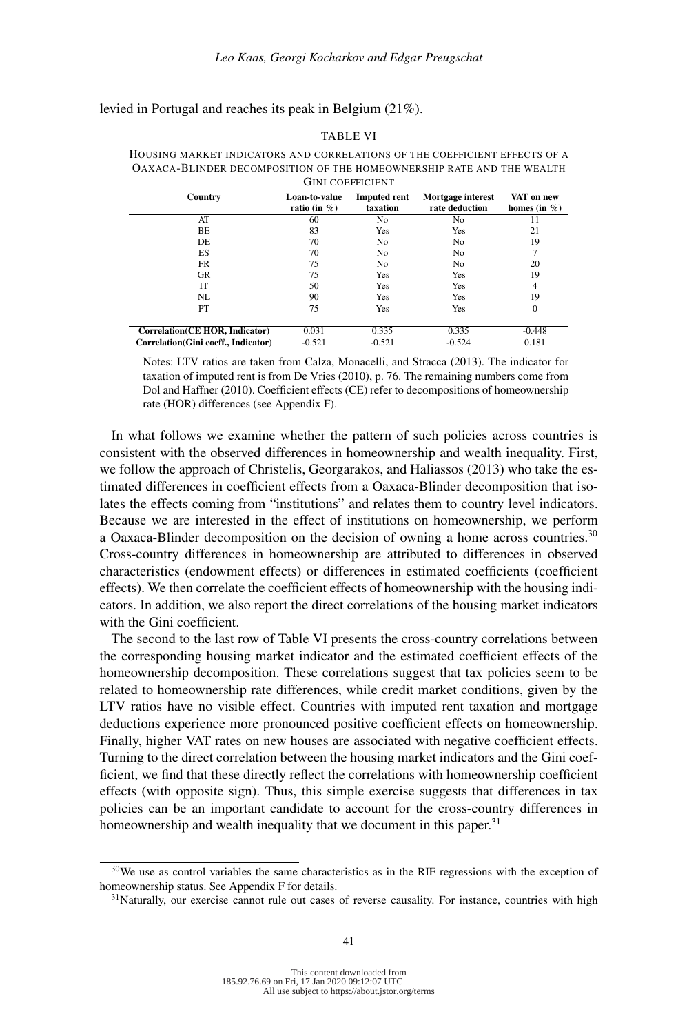levied in Portugal and reaches its peak in Belgium (21%).

TABLE VI

HOUSING MARKET INDICATORS AND CORRELATIONS OF THE COEFFICIENT EFFECTS OF A OAXACA-BLINDER DECOMPOSITION OF THE HOMEOWNERSHIP RATE AND THE WEALTH GINI COEFFICIENT

| Country | Loan-to-value ratio (in %) | Imputed rent taxation | Mortgage interest rate deduction | VAT on new homes (in %) |
|---|---|---|---|---|
| AT | 60 | No | No | 11 |
| BE | 83 | Yes | Yes | 21 |
| DE | 70 | No | No | 19 |
| ES | 70 | No | No | 7 |
| FR | 75 | No | No | 20 |
| GR | 75 | Yes | Yes | 19 |
| IT | 50 | Yes | Yes | 4 |
| NL | 90 | Yes | Yes | 19 |
| PT | 75 | Yes | Yes | 0 |
| **Correlation(CE HOR, Indicator)** | 0.031 | 0.335 | 0.335 | -0.448 |
| **Correlation(Gini coeff., Indicator)** | -0.521 | -0.521 | -0.524 | 0.181 |

Notes: LTV ratios are taken from Calza, Monacelli, and Stracca (2013). The indicator for taxation of imputed rent is from De Vries (2010), p. 76. The remaining numbers come from Dol and Haffner (2010). Coefficient effects (CE) refer to decompositions of homeownership rate (HOR) differences (see Appendix F).

In what follows we examine whether the pattern of such policies across countries is consistent with the observed differences in homeownership and wealth inequality. First, we follow the approach of Christelis, Georgarakos, and Haliassos (2013) who take the estimated differences in coefficient effects from a Oaxaca-Blinder decomposition that isolates the effects coming from "institutions" and relates them to country level indicators. Because we are interested in the effect of institutions on homeownership, we perform a Oaxaca-Blinder decomposition on the decision of owning a home across countries.[30] Cross-country differences in homeownership are attributed to differences in observed characteristics (endowment effects) or differences in estimated coefficients (coefficient effects). We then correlate the coefficient effects of homeownership with the housing indicators. In addition, we also report the direct correlations of the housing market indicators with the Gini coefficient.

The second to the last row of Table VI presents the cross-country correlations between the corresponding housing market indicator and the estimated coefficient effects of the homeownership decomposition. These correlations suggest that tax policies seem to be related to homeownership rate differences, while credit market conditions, given by the LTV ratios have no visible effect. Countries with imputed rent taxation and mortgage deductions experience more pronounced positive coefficient effects on homeownership. Finally, higher VAT rates on new houses are associated with negative coefficient effects. Turning to the direct correlation between the housing market indicators and the Gini coefficient, we find that these directly reflect the correlations with homeownership coefficient effects (with opposite sign). Thus, this simple exercise suggests that differences in tax policies can be an important candidate to account for the cross-country differences in homeownership and wealth inequality that we document in this paper.[31]

[30] We use as control variables the same characteristics as in the RIF regressions with the exception of homeownership status. See Appendix F for details.

[31] Naturally, our exercise cannot rule out cases of reverse causality. For instance, countries with high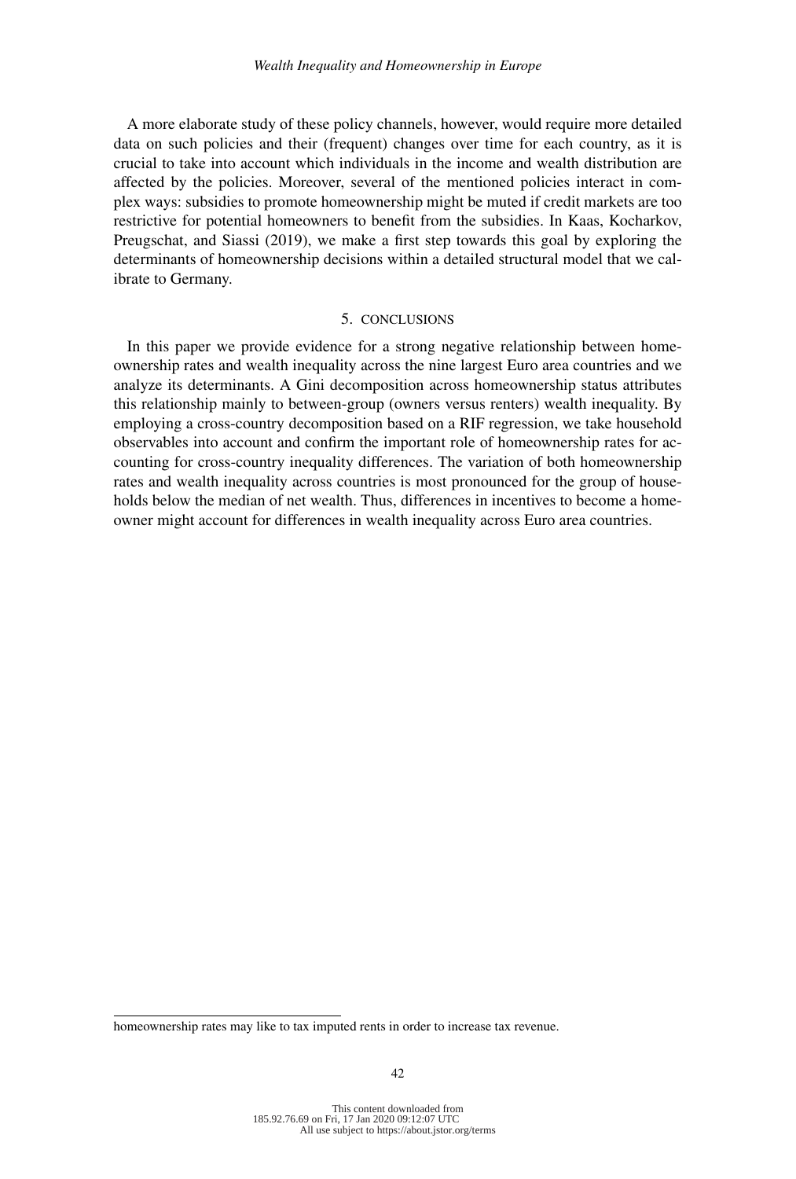A more elaborate study of these policy channels, however, would require more detailed data on such policies and their (frequent) changes over time for each country, as it is crucial to take into account which individuals in the income and wealth distribution are affected by the policies. Moreover, several of the mentioned policies interact in complex ways: subsidies to promote homeownership might be muted if credit markets are too restrictive for potential homeowners to benefit from the subsidies. In Kaas, Kocharkov, Preugschat, and Siassi (2019), we make a first step towards this goal by exploring the determinants of homeownership decisions within a detailed structural model that we calibrate to Germany.

## 5. CONCLUSIONS

In this paper we provide evidence for a strong negative relationship between homeownership rates and wealth inequality across the nine largest Euro area countries and we analyze its determinants. A Gini decomposition across homeownership status attributes this relationship mainly to between-group (owners versus renters) wealth inequality. By employing a cross-country decomposition based on a RIF regression, we take household observables into account and confirm the important role of homeownership rates for accounting for cross-country inequality differences. The variation of both homeownership rates and wealth inequality across countries is most pronounced for the group of households below the median of net wealth. Thus, differences in incentives to become a homeowner might account for differences in wealth inequality across Euro area countries.

homeownership rates may like to tax imputed rents in order to increase tax revenue.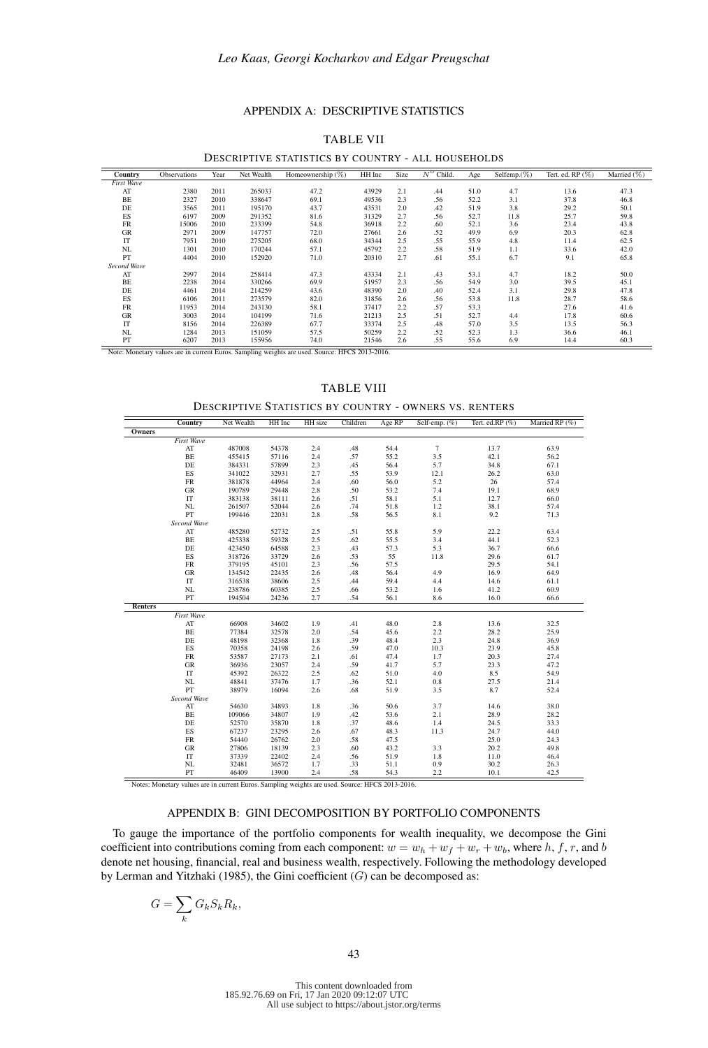## APPENDIX A: DESCRIPTIVE STATISTICS

TABLE VII

DESCRIPTIVE STATISTICS BY COUNTRY - ALL HOUSEHOLDS

| Country | Observations | Year | Net Wealth | Homeownership (%) | HH Inc | Size | $N^o$ Child. | Age | Selfemp.(%) | Tert. ed. RP (%) | Married (%) |
|---|---|---|---|---|---|---|---|---|---|---|---|
| *First Wave* | | | | | | | | | | | |
| AT | 2380 | 2011 | 265033 | 47.2 | 43929 | 2.1 | .44 | 51.0 | 4.7 | 13.6 | 47.3 |
| BE | 2327 | 2010 | 338647 | 69.1 | 49536 | 2.3 | .56 | 52.2 | 3.1 | 37.8 | 46.8 |
| DE | 3565 | 2011 | 195170 | 43.7 | 43531 | 2.0 | .42 | 51.9 | 3.8 | 29.2 | 50.1 |
| ES | 6197 | 2009 | 291352 | 81.6 | 31329 | 2.7 | .56 | 52.7 | 11.8 | 25.7 | 59.8 |
| FR | 15006 | 2010 | 233399 | 54.8 | 36918 | 2.2 | .60 | 52.1 | 3.6 | 23.4 | 43.8 |
| GR | 2971 | 2009 | 147757 | 72.0 | 27661 | 2.6 | .52 | 49.9 | 6.9 | 20.3 | 62.8 |
| IT | 7951 | 2010 | 275205 | 68.0 | 34344 | 2.5 | .55 | 55.9 | 4.8 | 11.4 | 62.5 |
| NL | 1301 | 2010 | 170244 | 57.1 | 45792 | 2.2 | .58 | 51.9 | 1.1 | 33.6 | 42.0 |
| PT | 4404 | 2010 | 152920 | 71.0 | 20310 | 2.7 | .61 | 55.1 | 6.7 | 9.1 | 65.8 |
| *Second Wave* | | | | | | | | | | | |
| AT | 2997 | 2014 | 258414 | 47.3 | 43334 | 2.1 | .43 | 53.1 | 4.7 | 18.2 | 50.0 |
| BE | 2238 | 2014 | 330266 | 69.9 | 51957 | 2.3 | .56 | 54.9 | 3.0 | 39.5 | 45.1 |
| DE | 4461 | 2014 | 214259 | 43.6 | 48390 | 2.0 | .40 | 52.4 | 3.1 | 29.8 | 47.8 |
| ES | 6106 | 2011 | 273579 | 82.0 | 31856 | 2.6 | .56 | 53.8 | 11.8 | 28.7 | 58.6 |
| FR | 11953 | 2014 | 243130 | 58.1 | 37417 | 2.2 | .57 | 53.3 | | 27.6 | 41.6 |
| GR | 3003 | 2014 | 104199 | 71.6 | 21213 | 2.5 | .51 | 52.7 | 4.4 | 17.8 | 60.6 |
| IT | 8156 | 2014 | 226389 | 67.7 | 33374 | 2.5 | .48 | 57.0 | 3.5 | 13.5 | 56.3 |
| NL | 1284 | 2013 | 151059 | 57.5 | 50259 | 2.2 | .52 | 52.3 | 1.3 | 36.6 | 46.1 |
| PT | 6207 | 2013 | 155956 | 74.0 | 21546 | 2.6 | .55 | 55.6 | 6.9 | 14.4 | 60.3 |

Note: Monetary values are in current Euros. Sampling weights are used. Source: HFCS 2013-2016.

TABLE VIII

DESCRIPTIVE STATISTICS BY COUNTRY - OWNERS VS. RENTERS

| | Country | Net Wealth | HH Inc | HH size | Children | Age RP | Self-emp. (%) | Tert. ed.RP (%) | Married RP (%) |
|---|---|---|---|---|---|---|---|---|---|
| **Owners** | | | | | | | | | |
| | *First Wave* | | | | | | | | |
| | AT | 487008 | 54378 | 2.4 | .48 | 54.4 | 7 | 13.7 | 63.9 |
| | BE | 455415 | 57116 | 2.4 | .57 | 55.2 | 3.5 | 42.1 | 56.2 |
| | DE | 384331 | 57899 | 2.3 | .45 | 56.4 | 5.7 | 34.8 | 67.1 |
| | ES | 341022 | 32931 | 2.7 | .55 | 53.9 | 12.1 | 26.2 | 63.0 |
| | FR | 381878 | 44964 | 2.4 | .60 | 56.0 | 5.2 | 26 | 57.4 |
| | GR | 190789 | 29448 | 2.8 | .50 | 53.2 | 7.4 | 19.1 | 68.9 |
| | IT | 383138 | 38111 | 2.6 | .51 | 58.1 | 5.1 | 12.7 | 66.0 |
| | NL | 261507 | 52044 | 2.6 | .74 | 51.8 | 1.2 | 38.1 | 57.4 |
| | PT | 199446 | 22031 | 2.8 | .58 | 56.5 | 8.1 | 9.2 | 71.3 |
| | *Second Wave* | | | | | | | | |
| | AT | 485280 | 52732 | 2.5 | .51 | 55.8 | 5.9 | 22.2 | 63.4 |
| | BE | 425338 | 59328 | 2.5 | .62 | 55.5 | 3.4 | 44.1 | 52.3 |
| | DE | 423450 | 64588 | 2.3 | .43 | 57.3 | 5.3 | 36.7 | 66.6 |
| | ES | 318726 | 33729 | 2.6 | .53 | 55 | 11.8 | 29.6 | 61.7 |
| | FR | 379195 | 45101 | 2.3 | .56 | 57.5 | | 29.5 | 54.1 |
| | GR | 134542 | 22435 | 2.6 | .48 | 56.4 | 4.9 | 16.9 | 64.9 |
| | IT | 316538 | 38606 | 2.5 | .44 | 59.4 | 4.4 | 14.6 | 61.1 |
| | NL | 238786 | 60385 | 2.5 | .66 | 53.2 | 1.6 | 41.2 | 60.9 |
| | PT | 194504 | 24236 | 2.7 | .54 | 56.1 | 8.6 | 16.0 | 66.6 |
| **Renters** | | | | | | | | | |
| | *First Wave* | | | | | | | | |
| | AT | 66908 | 34602 | 1.9 | .41 | 48.0 | 2.8 | 13.6 | 32.5 |
| | BE | 77384 | 32578 | 2.0 | .54 | 45.6 | 2.2 | 28.2 | 25.9 |
| | DE | 48198 | 32368 | 1.8 | .39 | 48.4 | 2.3 | 24.8 | 36.9 |
| | ES | 70358 | 24198 | 2.6 | .59 | 47.0 | 10.3 | 23.9 | 45.8 |
| | FR | 53587 | 27173 | 2.1 | .61 | 47.4 | 1.7 | 20.3 | 27.4 |
| | GR | 36936 | 23057 | 2.4 | .59 | 41.7 | 5.7 | 23.3 | 47.2 |
| | IT | 45392 | 26322 | 2.5 | .62 | 51.0 | 4.0 | 8.5 | 54.9 |
| | NL | 48841 | 37476 | 1.7 | .36 | 52.1 | 0.8 | 27.5 | 21.4 |
| | PT | 38979 | 16094 | 2.6 | .68 | 51.9 | 3.5 | 8.7 | 52.4 |
| | *Second Wave* | | | | | | | | |
| | AT | 54630 | 34893 | 1.8 | .36 | 50.6 | 3.7 | 14.6 | 38.0 |
| | BE | 109066 | 34807 | 1.9 | .42 | 53.6 | 2.1 | 28.9 | 28.2 |
| | DE | 52570 | 35870 | 1.8 | .37 | 48.6 | 1.4 | 24.5 | 33.3 |
| | ES | 67237 | 23295 | 2.6 | .67 | 48.3 | 11.3 | 24.7 | 44.0 |
| | FR | 54440 | 26762 | 2.0 | .58 | 47.5 | | 25.0 | 24.3 |
| | GR | 27806 | 18139 | 2.3 | .60 | 43.2 | 3.3 | 20.2 | 49.8 |
| | IT | 37339 | 22402 | 2.4 | .56 | 51.9 | 1.8 | 11.0 | 46.4 |
| | NL | 32481 | 36572 | 1.7 | .33 | 51.1 | 0.9 | 30.2 | 26.3 |
| | PT | 46409 | 13900 | 2.4 | .58 | 54.3 | 2.2 | 10.1 | 42.5 |

Notes: Monetary values are in current Euros. Sampling weights are used. Source: HFCS 2013-2016.

## APPENDIX B: GINI DECOMPOSITION BY PORTFOLIO COMPONENTS

To gauge the importance of the portfolio components for wealth inequality, we decompose the Gini coefficient into contributions coming from each component: $w = w_h + w_f + w_r + w_b$, where $h$, $f$, $r$, and $b$ denote net housing, financial, real and business wealth, respectively. Following the methodology developed by Lerman and Yitzhaki (1985), the Gini coefficient ($G$) can be decomposed as:

$$G = \sum_k G_k S_k R_k,$$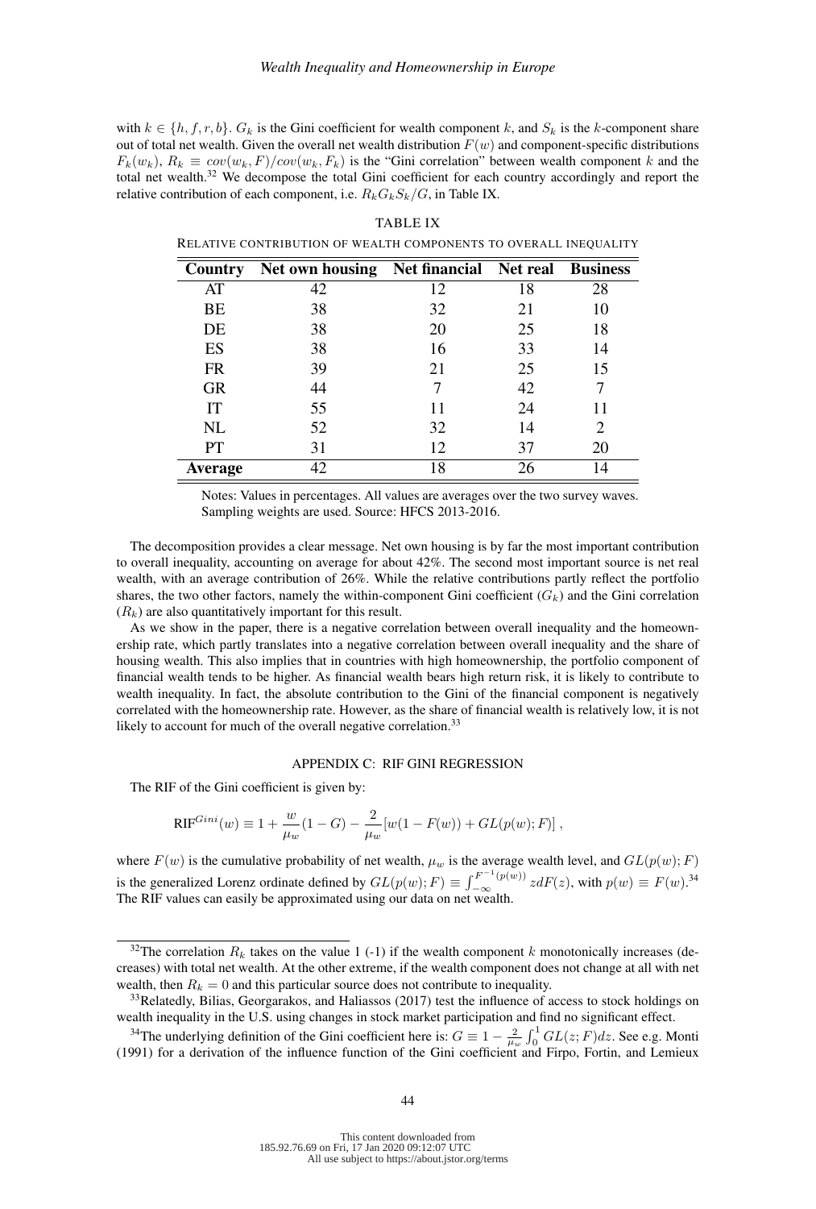with $k \in \{h, f, r, b\}$. $G_k$ is the Gini coefficient for wealth component $k$, and $S_k$ is the $k$-component share out of total net wealth. Given the overall net wealth distribution $F(w)$ and component-specific distributions $F_k(w_k)$, $R_k \equiv cov(w_k, F)/cov(w_k, F_k)$ is the "Gini correlation" between wealth component $k$ and the total net wealth.[32] We decompose the total Gini coefficient for each country accordingly and report the relative contribution of each component, i.e. $R_k G_k S_k / G$, in Table IX.

TABLE IX

RELATIVE CONTRIBUTION OF WEALTH COMPONENTS TO OVERALL INEQUALITY

| Country | Net own housing | Net financial | Net real | Business |
|---|---|---|---|---|
| AT | 42 | 12 | 18 | 28 |
| BE | 38 | 32 | 21 | 10 |
| DE | 38 | 20 | 25 | 18 |
| ES | 38 | 16 | 33 | 14 |
| FR | 39 | 21 | 25 | 15 |
| GR | 44 | 7 | 42 | 7 |
| IT | 55 | 11 | 24 | 11 |
| NL | 52 | 32 | 14 | 2 |
| PT | 31 | 12 | 37 | 20 |
| **Average** | 42 | 18 | 26 | 14 |

Notes: Values in percentages. All values are averages over the two survey waves. Sampling weights are used. Source: HFCS 2013-2016.

The decomposition provides a clear message. Net own housing is by far the most important contribution to overall inequality, accounting on average for about 42%. The second most important source is net real wealth, with an average contribution of 26%. While the relative contributions partly reflect the portfolio shares, the two other factors, namely the within-component Gini coefficient ($G_k$) and the Gini correlation ($R_k$) are also quantitatively important for this result.

As we show in the paper, there is a negative correlation between overall inequality and the homeownership rate, which partly translates into a negative correlation between overall inequality and the share of housing wealth. This also implies that in countries with high homeownership, the portfolio component of financial wealth tends to be higher. As financial wealth bears high return risk, it is likely to contribute to wealth inequality. In fact, the absolute contribution to the Gini of the financial component is negatively correlated with the homeownership rate. However, as the share of financial wealth is relatively low, it is not likely to account for much of the overall negative correlation.[33]

## APPENDIX C: RIF GINI REGRESSION

The RIF of the Gini coefficient is given by:

$$\text{RIF}^{Gini}(w) \equiv 1 + \frac{w}{\mu_w}(1 - G) - \frac{2}{\mu_w}[w(1 - F(w)) + GL(p(w); F)] ,$$

where $F(w)$ is the cumulative probability of net wealth, $\mu_w$ is the average wealth level, and $GL(p(w); F)$ is the generalized Lorenz ordinate defined by $GL(p(w); F) \equiv \int_{-\infty}^{F^{-1}(p(w))} z dF(z)$, with $p(w) \equiv F(w)$.[34] The RIF values can easily be approximated using our data on net wealth.

[32] The correlation $R_k$ takes on the value 1 (-1) if the wealth component $k$ monotonically increases (decreases) with total net wealth. At the other extreme, if the wealth component does not change at all with net wealth, then $R_k = 0$ and this particular source does not contribute to inequality.

[33] Relatedly, Bilias, Georgarakos, and Haliassos (2017) test the influence of access to stock holdings on wealth inequality in the U.S. using changes in stock market participation and find no significant effect.

[34] The underlying definition of the Gini coefficient here is: $G \equiv 1 - \frac{2}{\mu_w} \int_0^1 GL(z; F) dz$. See e.g. Monti (1991) for a derivation of the influence function of the Gini coefficient and Firpo, Fortin, and Lemieux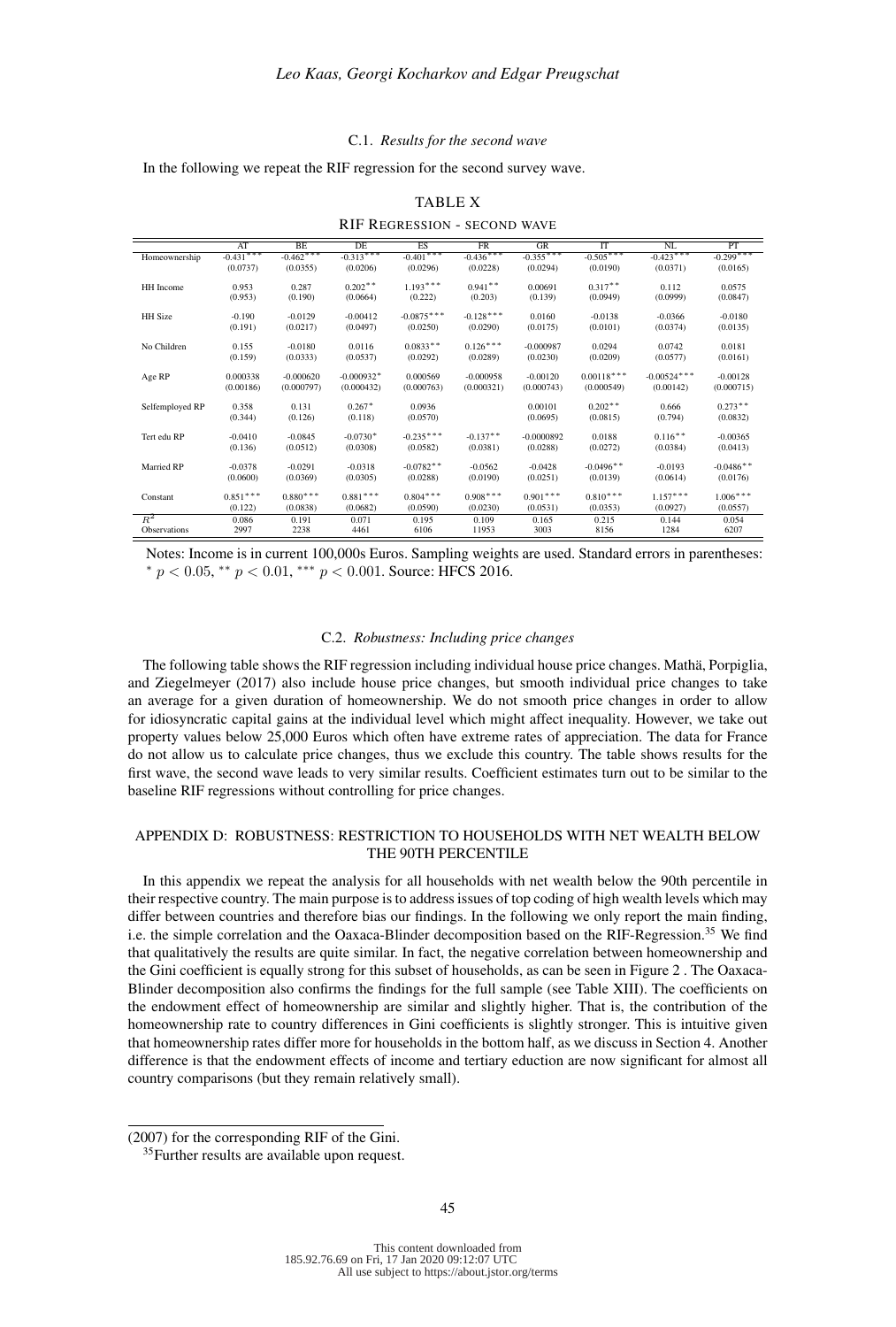### C.1. *Results for the second wave*

In the following we repeat the RIF regression for the second survey wave.

TABLE X

RIF REGRESSION - SECOND WAVE

| | AT | BE | DE | ES | FR | GR | IT | NL | PT |
|---|---|---|---|---|---|---|---|---|---|
| Homeownership | -0.431*** | -0.462*** | -0.313*** | -0.401*** | -0.436*** | -0.355*** | -0.505*** | -0.423*** | -0.299*** |
| | (0.0737) | (0.0355) | (0.0206) | (0.0296) | (0.0228) | (0.0294) | (0.0190) | (0.0371) | (0.0165) |
| HH Income | 0.953 | 0.287 | 0.202** | 1.193*** | 0.941** | 0.00691 | 0.317** | 0.112 | 0.0575 |
| | (0.953) | (0.190) | (0.0664) | (0.222) | (0.203) | (0.139) | (0.0949) | (0.0999) | (0.0847) |
| HH Size | -0.190 | -0.0129 | -0.00412 | -0.0875*** | -0.128*** | 0.0160 | -0.0138 | -0.0366 | -0.0180 |
| | (0.191) | (0.0217) | (0.0497) | (0.0250) | (0.0290) | (0.0175) | (0.0101) | (0.0374) | (0.0135) |
| No Children | 0.155 | -0.0180 | 0.0116 | 0.0833** | 0.126*** | -0.000987 | 0.0294 | 0.0742 | 0.0181 |
| | (0.159) | (0.0333) | (0.0537) | (0.0292) | (0.0289) | (0.0230) | (0.0209) | (0.0577) | (0.0161) |
| Age RP | 0.000338 | -0.000620 | -0.000932* | 0.000569 | -0.000958 | -0.00120 | 0.00118*** | -0.00524*** | -0.00128 |
| | (0.00186) | (0.000797) | (0.000432) | (0.000763) | (0.000321) | (0.000743) | (0.000549) | (0.00142) | (0.000715) |
| Selfemployed RP | 0.358 | 0.131 | 0.267* | 0.0936 | | 0.00101 | 0.202** | 0.666 | 0.273** |
| | (0.344) | (0.126) | (0.118) | (0.0570) | | (0.0695) | (0.0815) | (0.794) | (0.0832) |
| Tert edu RP | -0.0410 | -0.0845 | -0.0730* | -0.235*** | -0.137** | -0.0000892 | 0.0188 | 0.116** | -0.00365 |
| | (0.136) | (0.0512) | (0.0308) | (0.0582) | (0.0381) | (0.0288) | (0.0272) | (0.0384) | (0.0413) |
| Married RP | -0.0378 | -0.0291 | -0.0318 | -0.0782** | -0.0562 | -0.0428 | -0.0496** | -0.0193 | -0.0486** |
| | (0.0600) | (0.0369) | (0.0305) | (0.0288) | (0.0190) | (0.0251) | (0.0139) | (0.0614) | (0.0176) |
| Constant | 0.851*** | 0.880*** | 0.881*** | 0.804*** | 0.908*** | 0.901*** | 0.810*** | 1.157*** | 1.006*** |
| | (0.122) | (0.0838) | (0.0682) | (0.0590) | (0.0230) | (0.0531) | (0.0353) | (0.0927) | (0.0557) |
| $R^2$ | 0.086 | 0.191 | 0.071 | 0.195 | 0.109 | 0.165 | 0.215 | 0.144 | 0.054 |
| Observations | 2997 | 2238 | 4461 | 6106 | 11953 | 3003 | 8156 | 1284 | 6207 |

Notes: Income is in current 100,000s Euros. Sampling weights are used. Standard errors in parentheses: $^{*}$ $p < 0.05$, $^{**}$ $p < 0.01$, $^{***}$ $p < 0.001$. Source: HFCS 2016.

### C.2. *Robustness: Including price changes*

The following table shows the RIF regression including individual house price changes. Mathä, Porpiglia, and Ziegelmeyer (2017) also include house price changes, but smooth individual price changes to take an average for a given duration of homeownership. We do not smooth price changes in order to allow for idiosyncratic capital gains at the individual level which might affect inequality. However, we take out property values below 25,000 Euros which often have extreme rates of appreciation. The data for France do not allow us to calculate price changes, thus we exclude this country. The table shows results for the first wave, the second wave leads to very similar results. Coefficient estimates turn out to be similar to the baseline RIF regressions without controlling for price changes.

## APPENDIX D: ROBUSTNESS: RESTRICTION TO HOUSEHOLDS WITH NET WEALTH BELOW THE 90TH PERCENTILE

In this appendix we repeat the analysis for all households with net wealth below the 90th percentile in their respective country. The main purpose is to address issues of top coding of high wealth levels which may differ between countries and therefore bias our findings. In the following we only report the main finding, i.e. the simple correlation and the Oaxaca-Blinder decomposition based on the RIF-Regression.[35] We find that qualitatively the results are quite similar. In fact, the negative correlation between homeownership and the Gini coefficient is equally strong for this subset of households, as can be seen in Figure 2 . The Oaxaca-Blinder decomposition also confirms the findings for the full sample (see Table XIII). The coefficients on the endowment effect of homeownership are similar and slightly higher. That is, the contribution of the homeownership rate to country differences in Gini coefficients is slightly stronger. This is intuitive given that homeownership rates differ more for households in the bottom half, as we discuss in Section 4. Another difference is that the endowment effects of income and tertiary eduction are now significant for almost all country comparisons (but they remain relatively small).

---

(2007) for the corresponding RIF of the Gini.

[35]Further results are available upon request.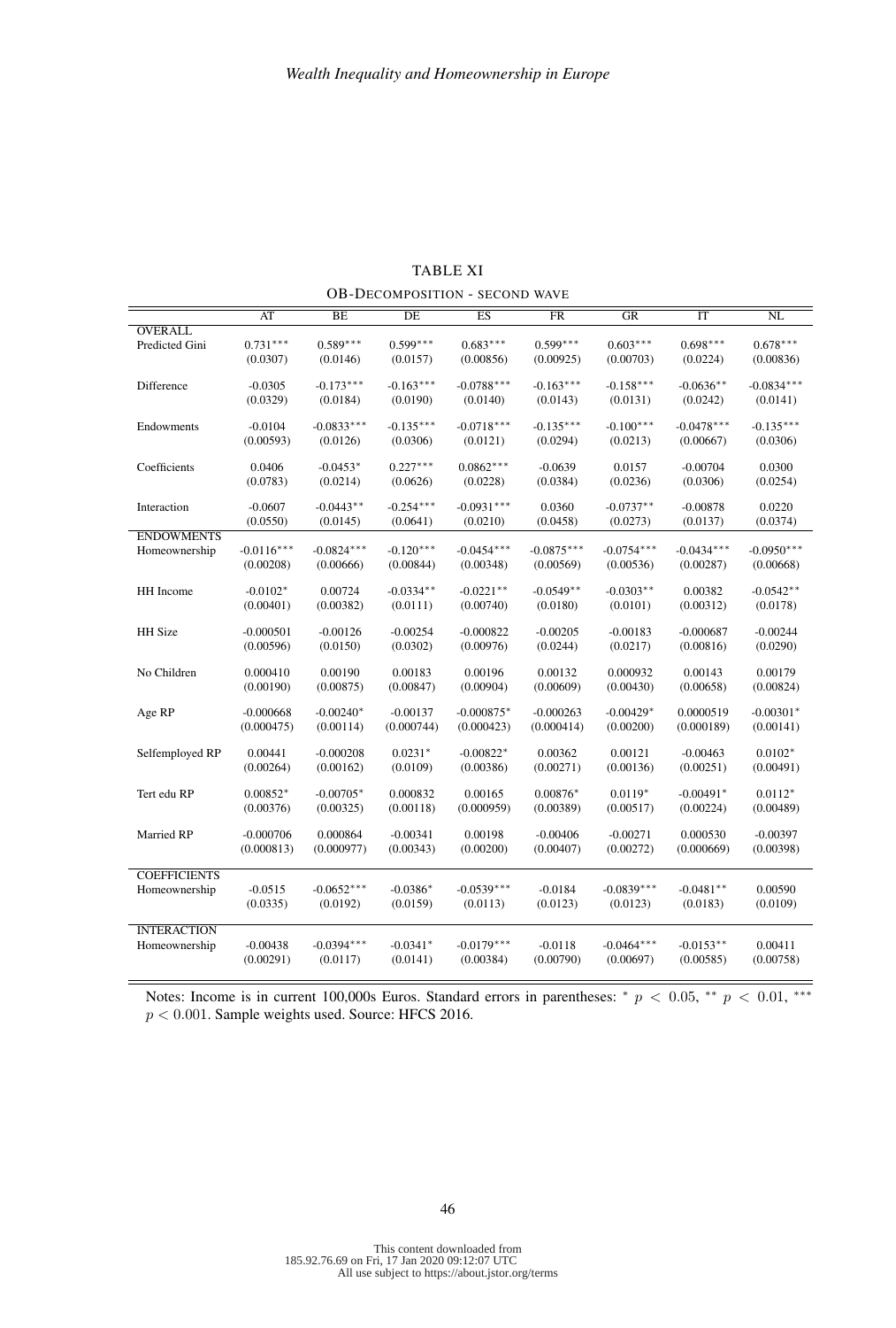TABLE XI

OB-DECOMPOSITION - SECOND WAVE

| | AT | BE | DE | ES | FR | GR | IT | NL |
|---|---|---|---|---|---|---|---|---|
| **OVERALL** | | | | | | | | |
| Predicted Gini | 0.731*** | 0.589*** | 0.599*** | 0.683*** | 0.599*** | 0.603*** | 0.698*** | 0.678*** |
| | (0.0307) | (0.0146) | (0.0157) | (0.00856) | (0.00925) | (0.00703) | (0.0224) | (0.00836) |
| Difference | -0.0305 | -0.173*** | -0.163*** | -0.0788*** | -0.163*** | -0.158*** | -0.0636** | -0.0834*** |
| | (0.0329) | (0.0184) | (0.0190) | (0.0140) | (0.0143) | (0.0131) | (0.0242) | (0.0141) |
| Endowments | -0.0104 | -0.0833*** | -0.135*** | -0.0718*** | -0.135*** | -0.100*** | -0.0478*** | -0.135*** |
| | (0.00593) | (0.0126) | (0.0306) | (0.0121) | (0.0294) | (0.0213) | (0.00667) | (0.0306) |
| Coefficients | 0.0406 | -0.0453* | 0.227*** | 0.0862*** | -0.0639 | 0.0157 | -0.00704 | 0.0300 |
| | (0.0783) | (0.0214) | (0.0626) | (0.0228) | (0.0384) | (0.0236) | (0.0306) | (0.0254) |
| Interaction | -0.0607 | -0.0443** | -0.254*** | -0.0931*** | 0.0360 | -0.0737** | -0.00878 | 0.0220 |
| | (0.0550) | (0.0145) | (0.0641) | (0.0210) | (0.0458) | (0.0273) | (0.0137) | (0.0374) |
| **ENDOWMENTS** | | | | | | | | |
| Homeownership | -0.0116*** | -0.0824*** | -0.120*** | -0.0454*** | -0.0875*** | -0.0754*** | -0.0434*** | -0.0950*** |
| | (0.00208) | (0.00666) | (0.00844) | (0.00348) | (0.00569) | (0.00536) | (0.00287) | (0.00668) |
| HH Income | -0.0102* | 0.00724 | -0.0334** | -0.0221** | -0.0549** | -0.0303** | 0.00382 | -0.0542** |
| | (0.00401) | (0.00382) | (0.0111) | (0.00740) | (0.0180) | (0.0101) | (0.00312) | (0.0178) |
| HH Size | -0.000501 | -0.00126 | -0.00254 | -0.000822 | -0.00205 | -0.00183 | -0.000687 | -0.00244 |
| | (0.00596) | (0.0150) | (0.0302) | (0.00976) | (0.0244) | (0.0217) | (0.00816) | (0.0290) |
| No Children | 0.000410 | 0.00190 | 0.00183 | 0.00196 | 0.00132 | 0.000932 | 0.00143 | 0.00179 |
| | (0.00190) | (0.00875) | (0.00847) | (0.00904) | (0.00609) | (0.00430) | (0.00658) | (0.00824) |
| Age RP | -0.000668 | -0.00240* | -0.00137 | -0.000875* | -0.000263 | -0.00429* | 0.0000519 | -0.00301* |
| | (0.000475) | (0.00114) | (0.000744) | (0.000423) | (0.000414) | (0.00200) | (0.000189) | (0.00141) |
| Selfemployed RP | 0.00441 | -0.000208 | 0.0231* | -0.00822* | 0.00362 | 0.00121 | -0.00463 | 0.0102* |
| | (0.00264) | (0.00162) | (0.0109) | (0.00386) | (0.00271) | (0.00136) | (0.00251) | (0.00491) |
| Tert edu RP | 0.00852* | -0.00705* | 0.000832 | 0.00165 | 0.00876* | 0.0119* | -0.00491* | 0.0112* |
| | (0.00376) | (0.00325) | (0.00118) | (0.000959) | (0.00389) | (0.00517) | (0.00224) | (0.00489) |
| Married RP | -0.000706 | 0.000864 | -0.00341 | 0.00198 | -0.00406 | -0.00271 | 0.000530 | -0.00397 |
| | (0.000813) | (0.000977) | (0.00343) | (0.00200) | (0.00407) | (0.00272) | (0.000669) | (0.00398) |
| **COEFFICIENTS** | | | | | | | | |
| Homeownership | -0.0515 | -0.0652*** | -0.0386* | -0.0539*** | -0.0184 | -0.0839*** | -0.0481** | 0.00590 |
| | (0.0335) | (0.0192) | (0.0159) | (0.0113) | (0.0123) | (0.0123) | (0.0183) | (0.0109) |
| **INTERACTION** | | | | | | | | |
| Homeownership | -0.00438 | -0.0394*** | -0.0341* | -0.0179*** | -0.0118 | -0.0464*** | -0.0153** | 0.00411 |
| | (0.00291) | (0.0117) | (0.0141) | (0.00384) | (0.00790) | (0.00697) | (0.00585) | (0.00758) |

Notes: Income is in current 100,000s Euros. Standard errors in parentheses: * $p < 0.05$, ** $p < 0.01$, *** $p < 0.001$. Sample weights used. Source: HFCS 2016.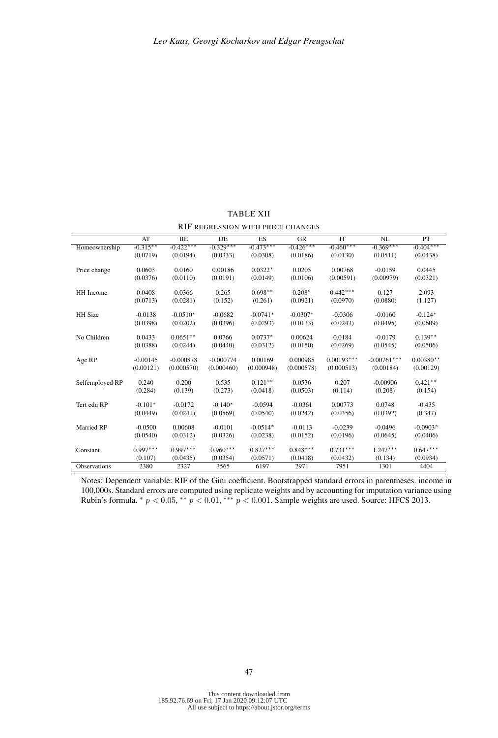TABLE XII

RIF REGRESSION WITH PRICE CHANGES

| | AT | BE | DE | ES | GR | IT | NL | PT |
|---|---|---|---|---|---|---|---|---|
| Homeownership | -0.315** | -0.422*** | -0.329*** | -0.473*** | -0.426*** | -0.460*** | -0.369*** | -0.404*** |
| | (0.0719) | (0.0194) | (0.0333) | (0.0308) | (0.0186) | (0.0130) | (0.0511) | (0.0438) |
| Price change | 0.0603 | 0.0160 | 0.00186 | 0.0322* | 0.0205 | 0.00768 | -0.0159 | 0.0445 |
| | (0.0376) | (0.0110) | (0.0191) | (0.0149) | (0.0106) | (0.00591) | (0.00979) | (0.0321) |
| HH Income | 0.0408 | 0.0366 | 0.265 | 0.698** | 0.208* | 0.442*** | 0.127 | 2.093 |
| | (0.0713) | (0.0281) | (0.152) | (0.261) | (0.0921) | (0.0970) | (0.0880) | (1.127) |
| HH Size | -0.0138 | -0.0510* | -0.0682 | -0.0741* | -0.0307* | -0.0306 | -0.0160 | -0.124* |
| | (0.0398) | (0.0202) | (0.0396) | (0.0293) | (0.0133) | (0.0243) | (0.0495) | (0.0609) |
| No Children | 0.0433 | 0.0651** | 0.0766 | 0.0737* | 0.00624 | 0.0184 | -0.0179 | 0.139** |
| | (0.0388) | (0.0244) | (0.0440) | (0.0312) | (0.0150) | (0.0269) | (0.0545) | (0.0506) |
| Age RP | -0.00145 | -0.000878 | -0.000774 | 0.00169 | 0.000985 | 0.00193*** | -0.00761*** | 0.00380** |
| | (0.00121) | (0.000570) | (0.000460) | (0.000948) | (0.000578) | (0.000513) | (0.00184) | (0.00129) |
| Selfemployed RP | 0.240 | 0.200 | 0.535 | 0.121** | 0.0536 | 0.207 | -0.00906 | 0.421** |
| | (0.284) | (0.139) | (0.273) | (0.0418) | (0.0503) | (0.114) | (0.208) | (0.154) |
| Tert edu RP | -0.101* | -0.0172 | -0.140* | -0.0594 | -0.0361 | 0.00773 | 0.0748 | -0.435 |
| | (0.0449) | (0.0241) | (0.0569) | (0.0540) | (0.0242) | (0.0356) | (0.0392) | (0.347) |
| Married RP | -0.0500 | 0.00608 | -0.0101 | -0.0514* | -0.0113 | -0.0239 | -0.0496 | -0.0903* |
| | (0.0540) | (0.0312) | (0.0326) | (0.0238) | (0.0152) | (0.0196) | (0.0645) | (0.0406) |
| Constant | 0.997*** | 0.997*** | 0.960*** | 0.827*** | 0.848*** | 0.731*** | 1.247*** | 0.647*** |
| | (0.107) | (0.0435) | (0.0354) | (0.0571) | (0.0418) | (0.0432) | (0.134) | (0.0934) |
| Observations | 2380 | 2327 | 3565 | 6197 | 2971 | 7951 | 1301 | 4404 |

Notes: Dependent variable: RIF of the Gini coefficient. Bootstrapped standard errors in parentheses. income in 100,000s. Standard errors are computed using replicate weights and by accounting for imputation variance using Rubin's formula. * $p < 0.05$, ** $p < 0.01$, *** $p < 0.001$. Sample weights are used. Source: HFCS 2013.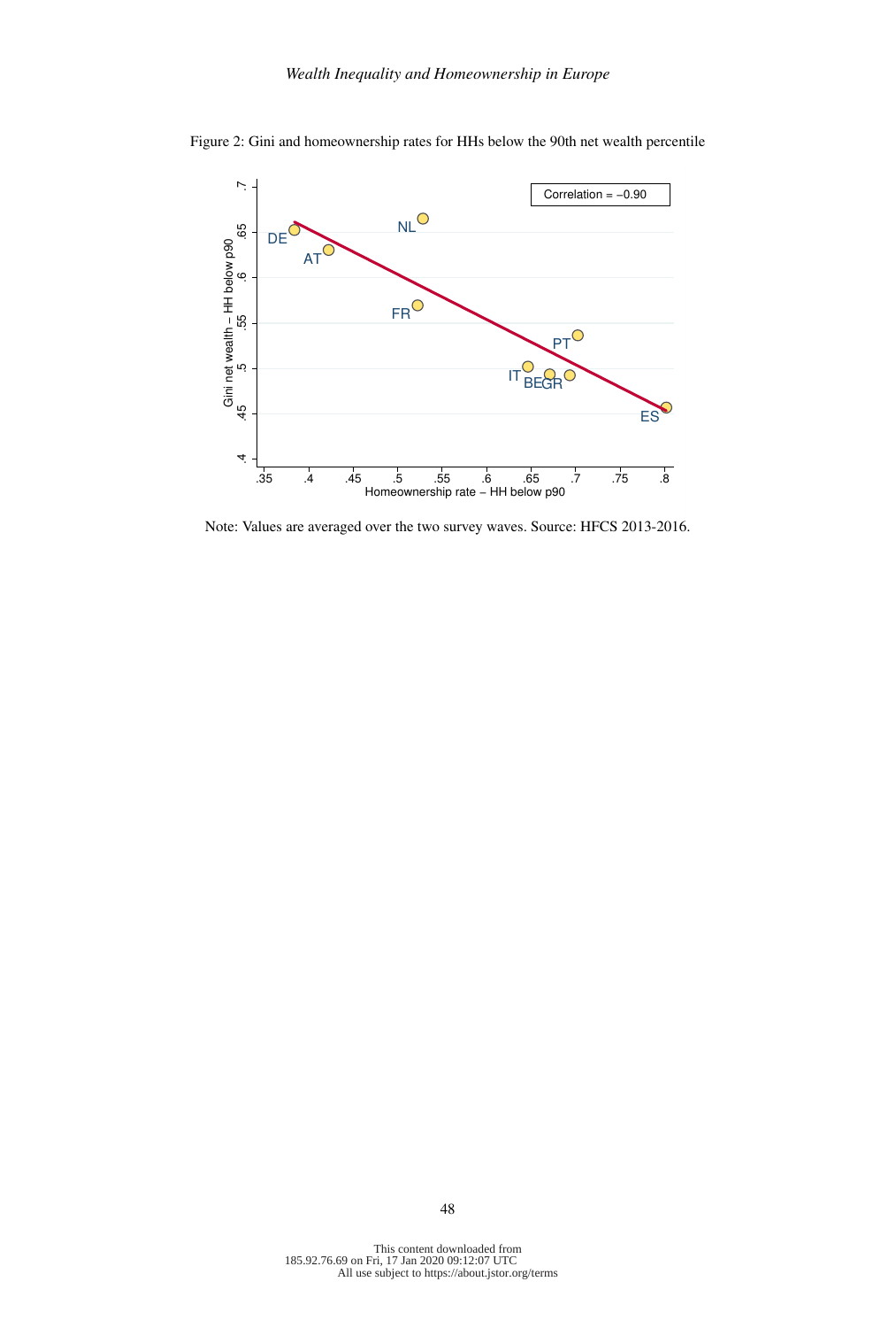Figure 2: Gini and homeownership rates for HHs below the 90th net wealth percentile

Note: Values are averaged over the two survey waves. Source: HFCS 2013-2016.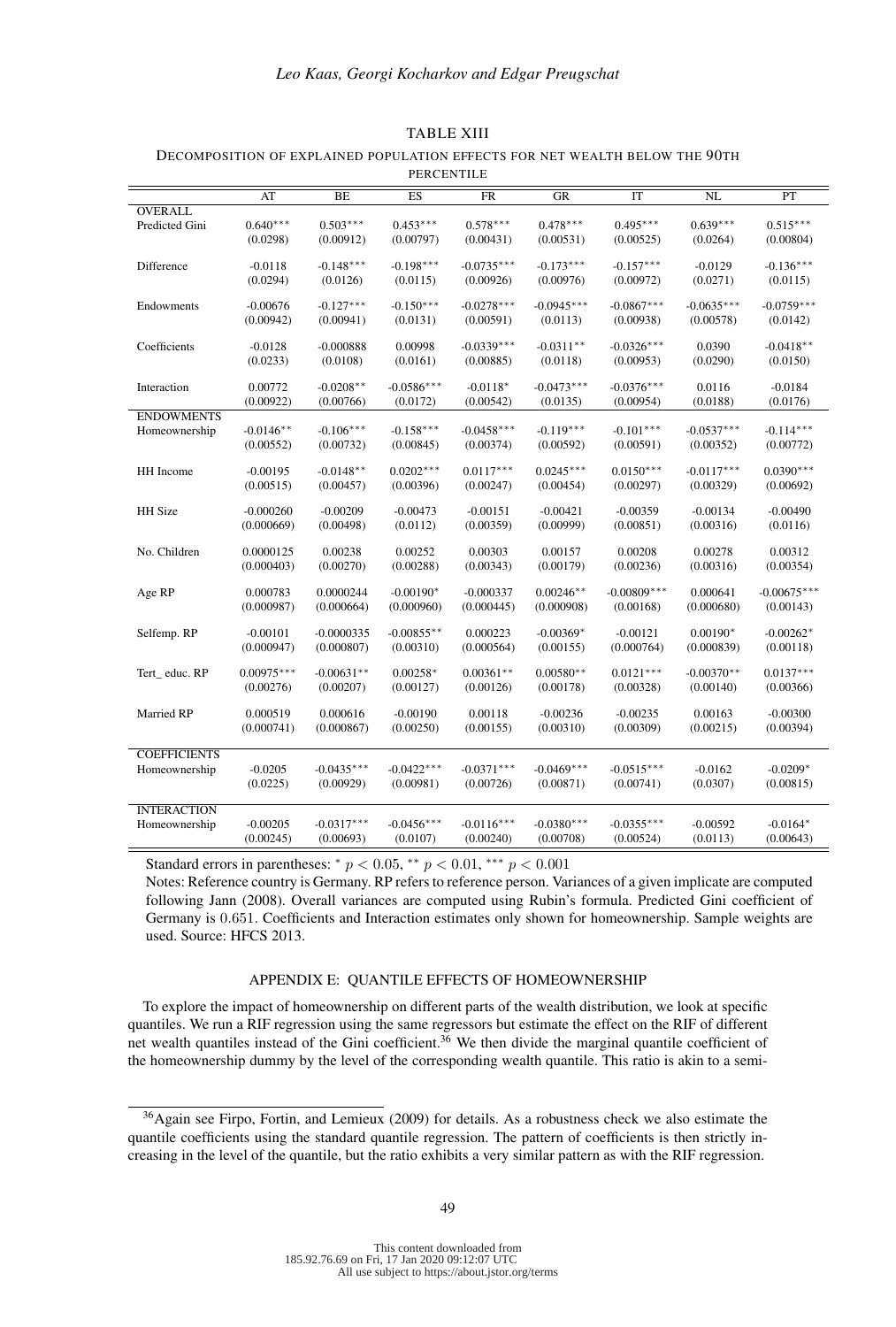TABLE XIII

DECOMPOSITION OF EXPLAINED POPULATION EFFECTS FOR NET WEALTH BELOW THE 90TH PERCENTILE

| | AT | BE | ES | FR | GR | IT | NL | PT |
|---|---|---|---|---|---|---|---|---|
| **OVERALL** | | | | | | | | |
| Predicted Gini | 0.640*** | 0.503*** | 0.453*** | 0.578*** | 0.478*** | 0.495*** | 0.639*** | 0.515*** |
| | (0.0298) | (0.00912) | (0.00797) | (0.00431) | (0.00531) | (0.00525) | (0.0264) | (0.00804) |
| Difference | -0.0118 | -0.148*** | -0.198*** | -0.0735*** | -0.173*** | -0.157*** | -0.0129 | -0.136*** |
| | (0.0294) | (0.0126) | (0.0115) | (0.00926) | (0.00976) | (0.00972) | (0.0271) | (0.0115) |
| Endowments | -0.00676 | -0.127*** | -0.150*** | -0.0278*** | -0.0945*** | -0.0867*** | -0.0635*** | -0.0759*** |
| | (0.00942) | (0.00941) | (0.0131) | (0.00591) | (0.0113) | (0.00938) | (0.00578) | (0.0142) |
| Coefficients | -0.0128 | -0.000888 | 0.00998 | -0.0339*** | -0.0311** | -0.0326*** | 0.0390 | -0.0418** |
| | (0.0233) | (0.0108) | (0.0161) | (0.00885) | (0.0118) | (0.00953) | (0.0290) | (0.0150) |
| Interaction | 0.00772 | -0.0208** | -0.0586*** | -0.0118* | -0.0473*** | -0.0376*** | 0.0116 | -0.0184 |
| | (0.00922) | (0.00766) | (0.0172) | (0.00542) | (0.0135) | (0.00954) | (0.0188) | (0.0176) |
| **ENDOWMENTS** | | | | | | | | |
| Homeownership | -0.0146** | -0.106*** | -0.158*** | -0.0458*** | -0.119*** | -0.101*** | -0.0537*** | -0.114*** |
| | (0.00552) | (0.00732) | (0.00845) | (0.00374) | (0.00592) | (0.00591) | (0.00352) | (0.00772) |
| HH Income | -0.00195 | -0.0148** | 0.0202*** | 0.0117*** | 0.0245*** | 0.0150*** | -0.0117*** | 0.0390*** |
| | (0.00515) | (0.00457) | (0.00396) | (0.00247) | (0.00454) | (0.00297) | (0.00329) | (0.00692) |
| HH Size | -0.000260 | -0.00209 | -0.00473 | -0.00151 | -0.00421 | -0.00359 | -0.00134 | -0.00490 |
| | (0.000669) | (0.00498) | (0.0112) | (0.00359) | (0.00999) | (0.00851) | (0.00316) | (0.0116) |
| No. Children | 0.0000125 | 0.00238 | 0.00252 | 0.00303 | 0.00157 | 0.00208 | 0.00278 | 0.00312 |
| | (0.000403) | (0.00270) | (0.00288) | (0.00343) | (0.00179) | (0.00236) | (0.00316) | (0.00354) |
| Age RP | 0.000783 | 0.0000244 | -0.00190* | -0.000337 | 0.00246** | -0.00809*** | 0.000641 | -0.00675*** |
| | (0.000987) | (0.000664) | (0.000960) | (0.000445) | (0.000908) | (0.00168) | (0.000680) | (0.00143) |
| Selfemp. RP | -0.00101 | -0.0000335 | -0.00855** | 0.000223 | -0.00369* | -0.00121 | 0.00190* | -0.00262* |
| | (0.000947) | (0.000807) | (0.00310) | (0.000564) | (0.00155) | (0.000764) | (0.000839) | (0.00118) |
| Tert_ educ. RP | 0.00975*** | -0.00631** | 0.00258* | 0.00361** | 0.00580** | 0.0121*** | -0.00370** | 0.0137*** |
| | (0.00276) | (0.00207) | (0.00127) | (0.00126) | (0.00178) | (0.00328) | (0.00140) | (0.00366) |
| Married RP | 0.000519 | 0.000616 | -0.00190 | 0.00118 | -0.00236 | -0.00235 | 0.00163 | -0.00300 |
| | (0.000741) | (0.000867) | (0.00250) | (0.00155) | (0.00310) | (0.00309) | (0.00215) | (0.00394) |
| **COEFFICIENTS** | | | | | | | | |
| Homeownership | -0.0205 | -0.0435*** | -0.0422*** | -0.0371*** | -0.0469*** | -0.0515*** | -0.0162 | -0.0209* |
| | (0.0225) | (0.00929) | (0.00981) | (0.00726) | (0.00871) | (0.00741) | (0.0307) | (0.00815) |
| **INTERACTION** | | | | | | | | |
| Homeownership | -0.00205 | -0.0317*** | -0.0456*** | -0.0116*** | -0.0380*** | -0.0355*** | -0.00592 | -0.0164* |
| | (0.00245) | (0.00693) | (0.0107) | (0.00240) | (0.00708) | (0.00524) | (0.0113) | (0.00643) |

Standard errors in parentheses: * $p < 0.05$, ** $p < 0.01$, *** $p < 0.001$

Notes: Reference country is Germany. RP refers to reference person. Variances of a given implicate are computed following Jann (2008). Overall variances are computed using Rubin's formula. Predicted Gini coefficient of Germany is 0.651. Coefficients and Interaction estimates only shown for homeownership. Sample weights are used. Source: HFCS 2013.

## APPENDIX E: QUANTILE EFFECTS OF HOMEOWNERSHIP

To explore the impact of homeownership on different parts of the wealth distribution, we look at specific quantiles. We run a RIF regression using the same regressors but estimate the effect on the RIF of different net wealth quantiles instead of the Gini coefficient.[36] We then divide the marginal quantile coefficient of the homeownership dummy by the level of the corresponding wealth quantile. This ratio is akin to a semi-

[36] Again see Firpo, Fortin, and Lemieux (2009) for details. As a robustness check we also estimate the quantile coefficients using the standard quantile regression. The pattern of coefficients is then strictly increasing in the level of the quantile, but the ratio exhibits a very similar pattern as with the RIF regression.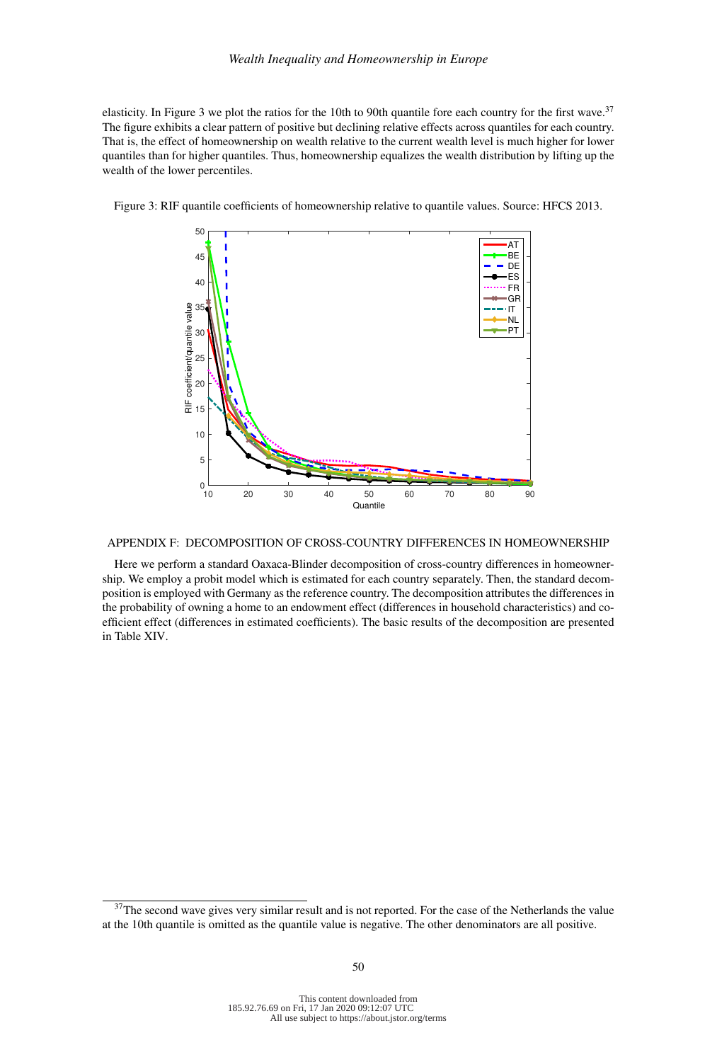elasticity. In Figure 3 we plot the ratios for the 10th to 90th quantile fore each country for the first wave.[37] The figure exhibits a clear pattern of positive but declining relative effects across quantiles for each country. That is, the effect of homeownership on wealth relative to the current wealth level is much higher for lower quantiles than for higher quantiles. Thus, homeownership equalizes the wealth distribution by lifting up the wealth of the lower percentiles.

Figure 3: RIF quantile coefficients of homeownership relative to quantile values. Source: HFCS 2013.

APPENDIX F: DECOMPOSITION OF CROSS-COUNTRY DIFFERENCES IN HOMEOWNERSHIP

Here we perform a standard Oaxaca-Blinder decomposition of cross-country differences in homeownership. We employ a probit model which is estimated for each country separately. Then, the standard decomposition is employed with Germany as the reference country. The decomposition attributes the differences in the probability of owning a home to an endowment effect (differences in household characteristics) and coefficient effect (differences in estimated coefficients). The basic results of the decomposition are presented in Table XIV.

[37] The second wave gives very similar result and is not reported. For the case of the Netherlands the value at the 10th quantile is omitted as the quantile value is negative. The other denominators are all positive.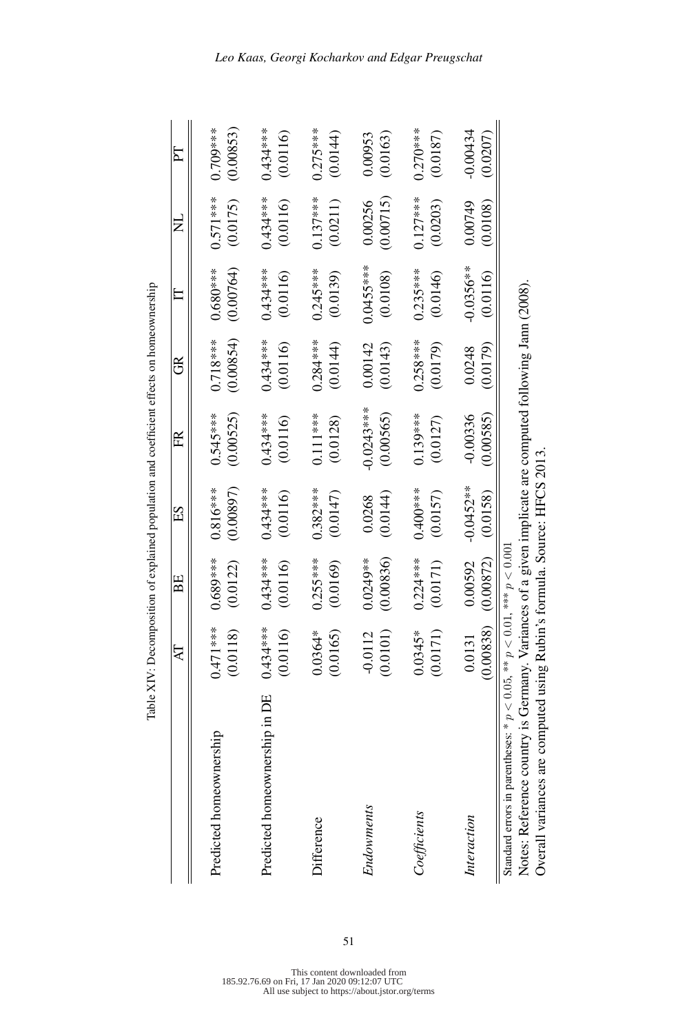Table XIV: Decomposition of explained population and coefficient effects on homeownership

| | AT | BE | ES | FR | GR | IT | NL | PT |
|---|---|---|---|---|---|---|---|---|
| Predicted homeownership | 0.471*** | 0.689*** | 0.816*** | 0.545*** | 0.718*** | 0.680*** | 0.571*** | 0.709*** |
| | (0.0118) | (0.0122) | (0.00897) | (0.00525) | (0.00854) | (0.00764) | (0.0175) | (0.00853) |
| Predicted homeownership in DE | 0.434*** | 0.434*** | 0.434*** | 0.434*** | 0.434*** | 0.434*** | 0.434*** | 0.434*** |
| | (0.0116) | (0.0116) | (0.0116) | (0.0116) | (0.0116) | (0.0116) | (0.0116) | (0.0116) |
| Difference | 0.0364* | 0.255*** | 0.382*** | 0.111*** | 0.284*** | 0.245*** | 0.137*** | 0.275*** |
| | (0.0165) | (0.0169) | (0.0147) | (0.0128) | (0.0144) | (0.0139) | (0.0211) | (0.0144) |
| *Endowments* | -0.0112 | 0.0249** | 0.0268 | -0.0243*** | 0.00142 | 0.0455*** | 0.00256 | 0.00953 |
| | (0.0101) | (0.00836) | (0.0144) | (0.00565) | (0.0143) | (0.0108) | (0.00715) | (0.0163) |
| *Coefficients* | 0.0345* | 0.224*** | 0.400*** | 0.139*** | 0.258*** | 0.235*** | 0.127*** | 0.270*** |
| | (0.0171) | (0.0171) | (0.0157) | (0.0127) | (0.0179) | (0.0146) | (0.0203) | (0.0187) |
| *Interaction* | 0.0131 | 0.00592 | -0.0452** | -0.00336 | 0.0248 | -0.0356** | 0.00749 | -0.00434 |
| | (0.00838) | (0.00872) | (0.0158) | (0.00585) | (0.0179) | (0.0116) | (0.0108) | (0.0207) |

Standard errors in parentheses: * $p < 0.05$, ** $p < 0.01$, *** $p < 0.001$

Notes: Reference country is Germany. Variances of a given implicate are computed following Jann (2008). Overall variances are computed using Rubin's formula. Source: HFCS 2013.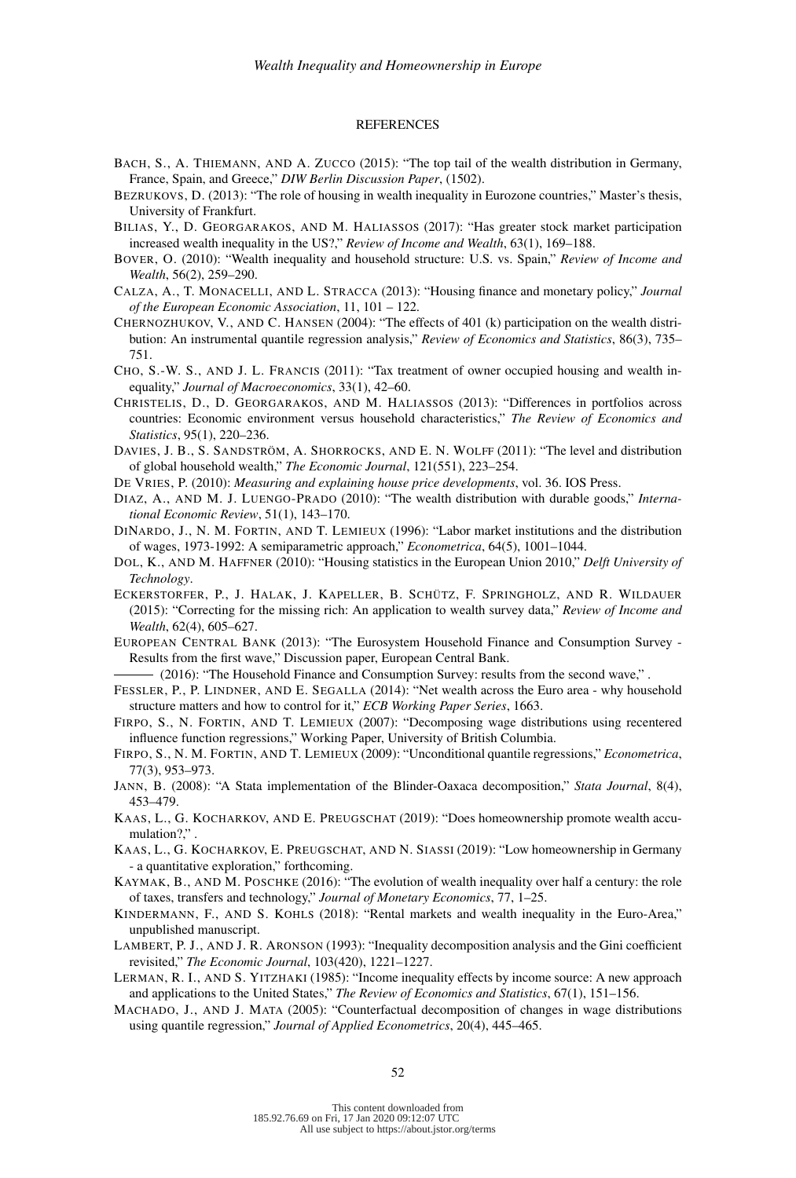## REFERENCES

BACH, S., A. THIEMANN, AND A. ZUCCO (2015): "The top tail of the wealth distribution in Germany, France, Spain, and Greece," *DIW Berlin Discussion Paper*, (1502).

BEZRUKOVS, D. (2013): "The role of housing in wealth inequality in Eurozone countries," Master's thesis, University of Frankfurt.

BILIAS, Y., D. GEORGARAKOS, AND M. HALIASSOS (2017): "Has greater stock market participation increased wealth inequality in the US?," *Review of Income and Wealth*, 63(1), 169–188.

BOVER, O. (2010): "Wealth inequality and household structure: U.S. vs. Spain," *Review of Income and Wealth*, 56(2), 259–290.

CALZA, A., T. MONACELLI, AND L. STRACCA (2013): "Housing finance and monetary policy," *Journal of the European Economic Association*, 11, 101 – 122.

CHERNOZHUKOV, V., AND C. HANSEN (2004): "The effects of 401 (k) participation on the wealth distribution: An instrumental quantile regression analysis," *Review of Economics and Statistics*, 86(3), 735–751.

CHO, S.-W. S., AND J. L. FRANCIS (2011): "Tax treatment of owner occupied housing and wealth inequality," *Journal of Macroeconomics*, 33(1), 42–60.

CHRISTELIS, D., D. GEORGARAKOS, AND M. HALIASSOS (2013): "Differences in portfolios across countries: Economic environment versus household characteristics," *The Review of Economics and Statistics*, 95(1), 220–236.

DAVIES, J. B., S. SANDSTRÖM, A. SHORROCKS, AND E. N. WOLFF (2011): "The level and distribution of global household wealth," *The Economic Journal*, 121(551), 223–254.

DE VRIES, P. (2010): *Measuring and explaining house price developments*, vol. 36. IOS Press.

DIAZ, A., AND M. J. LUENGO-PRADO (2010): "The wealth distribution with durable goods," *International Economic Review*, 51(1), 143–170.

DINARDO, J., N. M. FORTIN, AND T. LEMIEUX (1996): "Labor market institutions and the distribution of wages, 1973-1992: A semiparametric approach," *Econometrica*, 64(5), 1001–1044.

DOL, K., AND M. HAFFNER (2010): "Housing statistics in the European Union 2010," *Delft University of Technology*.

ECKERSTORFER, P., J. HALAK, J. KAPELLER, B. SCHÜTZ, F. SPRINGHOLZ, AND R. WILDAUER (2015): "Correcting for the missing rich: An application to wealth survey data," *Review of Income and Wealth*, 62(4), 605–627.

EUROPEAN CENTRAL BANK (2013): "The Eurosystem Household Finance and Consumption Survey - Results from the first wave," Discussion paper, European Central Bank.

——— (2016): "The Household Finance and Consumption Survey: results from the second wave," .

FESSLER, P., P. LINDNER, AND E. SEGALLA (2014): "Net wealth across the Euro area - why household structure matters and how to control for it," *ECB Working Paper Series*, 1663.

FIRPO, S., N. FORTIN, AND T. LEMIEUX (2007): "Decomposing wage distributions using recentered influence function regressions," Working Paper, University of British Columbia.

FIRPO, S., N. M. FORTIN, AND T. LEMIEUX (2009): "Unconditional quantile regressions," *Econometrica*, 77(3), 953–973.

JANN, B. (2008): "A Stata implementation of the Blinder-Oaxaca decomposition," *Stata Journal*, 8(4), 453–479.

KAAS, L., G. KOCHARKOV, AND E. PREUGSCHAT (2019): "Does homeownership promote wealth accumulation?," .

KAAS, L., G. KOCHARKOV, E. PREUGSCHAT, AND N. SIASSI (2019): "Low homeownership in Germany - a quantitative exploration," forthcoming.

KAYMAK, B., AND M. POSCHKE (2016): "The evolution of wealth inequality over half a century: the role of taxes, transfers and technology," *Journal of Monetary Economics*, 77, 1–25.

KINDERMANN, F., AND S. KOHLS (2018): "Rental markets and wealth inequality in the Euro-Area," unpublished manuscript.

LAMBERT, P. J., AND J. R. ARONSON (1993): "Inequality decomposition analysis and the Gini coefficient revisited," *The Economic Journal*, 103(420), 1221–1227.

LERMAN, R. I., AND S. YITZHAKI (1985): "Income inequality effects by income source: A new approach and applications to the United States," *The Review of Economics and Statistics*, 67(1), 151–156.

MACHADO, J., AND J. MATA (2005): "Counterfactual decomposition of changes in wage distributions using quantile regression," *Journal of Applied Econometrics*, 20(4), 445–465.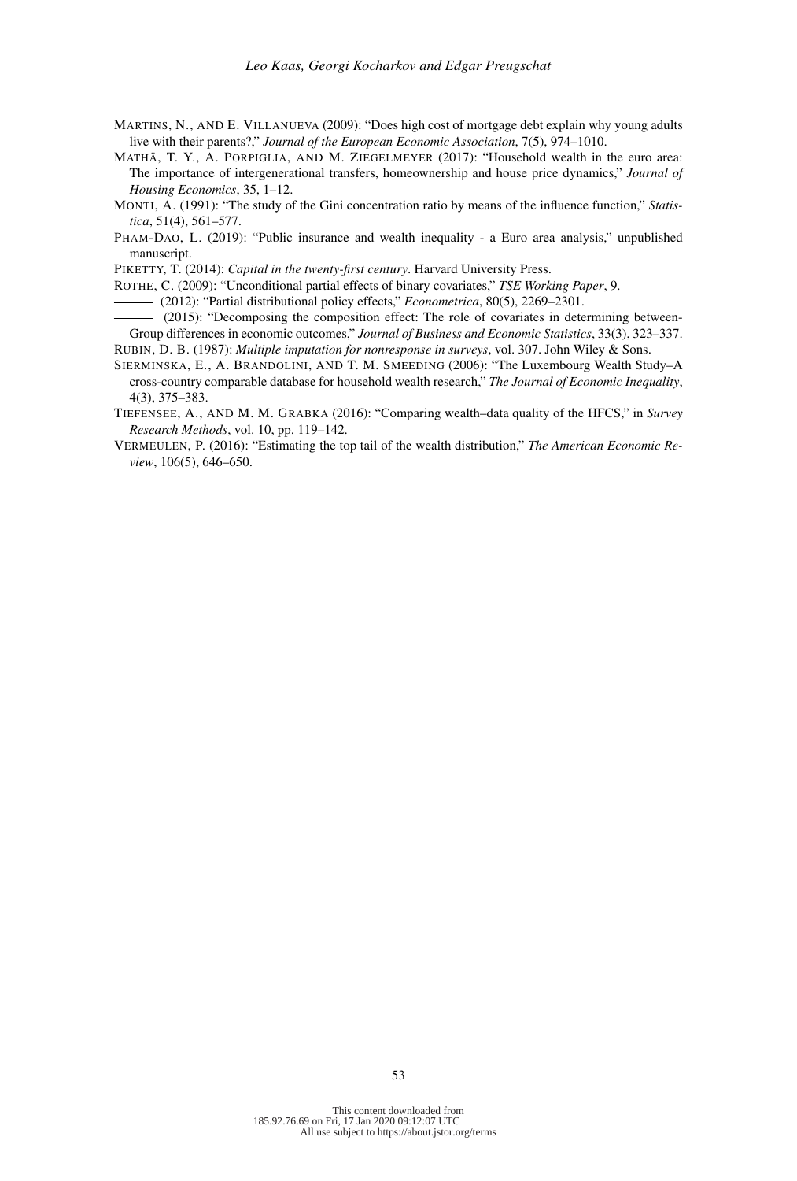MARTINS, N., AND E. VILLANUEVA (2009): "Does high cost of mortgage debt explain why young adults live with their parents?," *Journal of the European Economic Association*, 7(5), 974–1010.

MATHÄ, T. Y., A. PORPIGLIA, AND M. ZIEGELMEYER (2017): "Household wealth in the euro area: The importance of intergenerational transfers, homeownership and house price dynamics," *Journal of Housing Economics*, 35, 1–12.

MONTI, A. (1991): "The study of the Gini concentration ratio by means of the influence function," *Statistica*, 51(4), 561–577.

PHAM-DAO, L. (2019): "Public insurance and wealth inequality - a Euro area analysis," unpublished manuscript.

PIKETTY, T. (2014): *Capital in the twenty-first century*. Harvard University Press.

ROTHE, C. (2009): "Unconditional partial effects of binary covariates," *TSE Working Paper*, 9.

——— (2012): "Partial distributional policy effects," *Econometrica*, 80(5), 2269–2301.

——— (2015): "Decomposing the composition effect: The role of covariates in determining between-Group differences in economic outcomes," *Journal of Business and Economic Statistics*, 33(3), 323–337.

RUBIN, D. B. (1987): *Multiple imputation for nonresponse in surveys*, vol. 307. John Wiley & Sons.

SIERMINSKA, E., A. BRANDOLINI, AND T. M. SMEEDING (2006): "The Luxembourg Wealth Study–A cross-country comparable database for household wealth research," *The Journal of Economic Inequality*, 4(3), 375–383.

TIEFENSEE, A., AND M. M. GRABKA (2016): "Comparing wealth–data quality of the HFCS," in *Survey Research Methods*, vol. 10, pp. 119–142.

VERMEULEN, P. (2016): "Estimating the top tail of the wealth distribution," *The American Economic Review*, 106(5), 646–650.